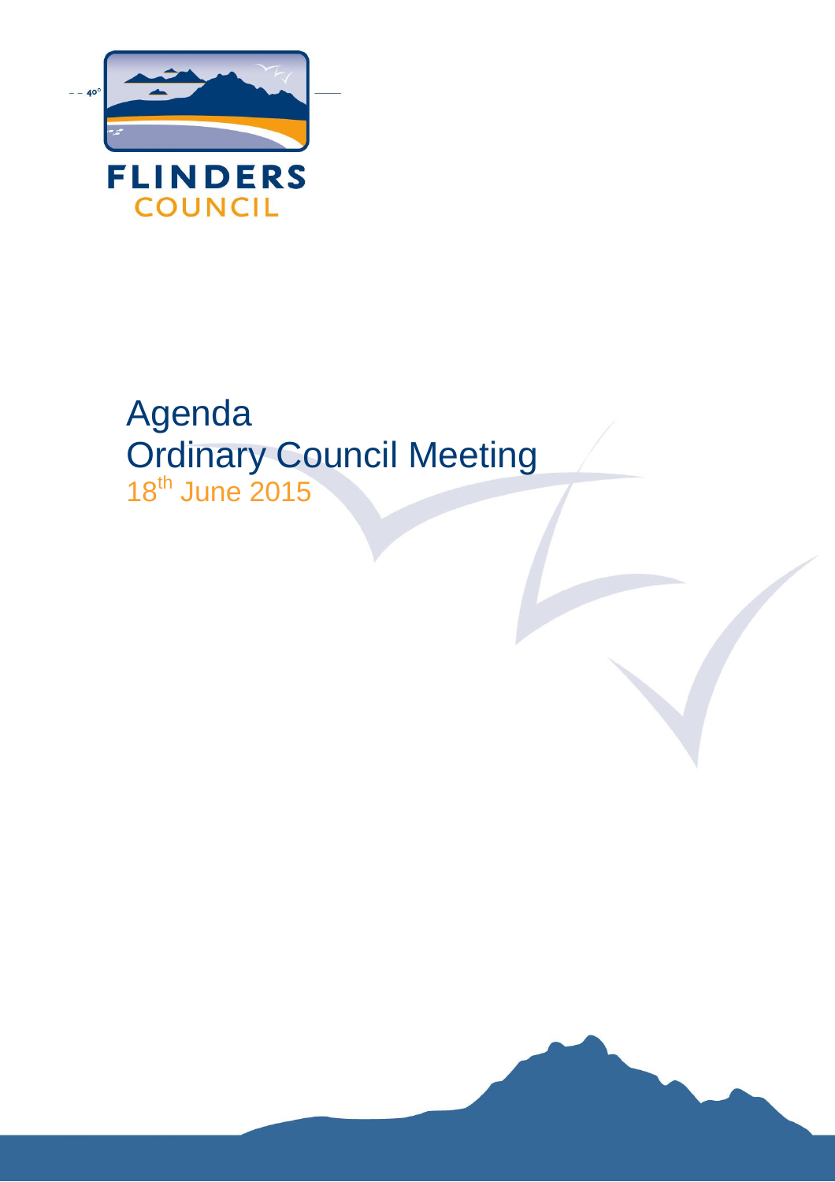FLINDERS COUNCIL

# Agenda
# Ordinary Council Meeting

18th June 2015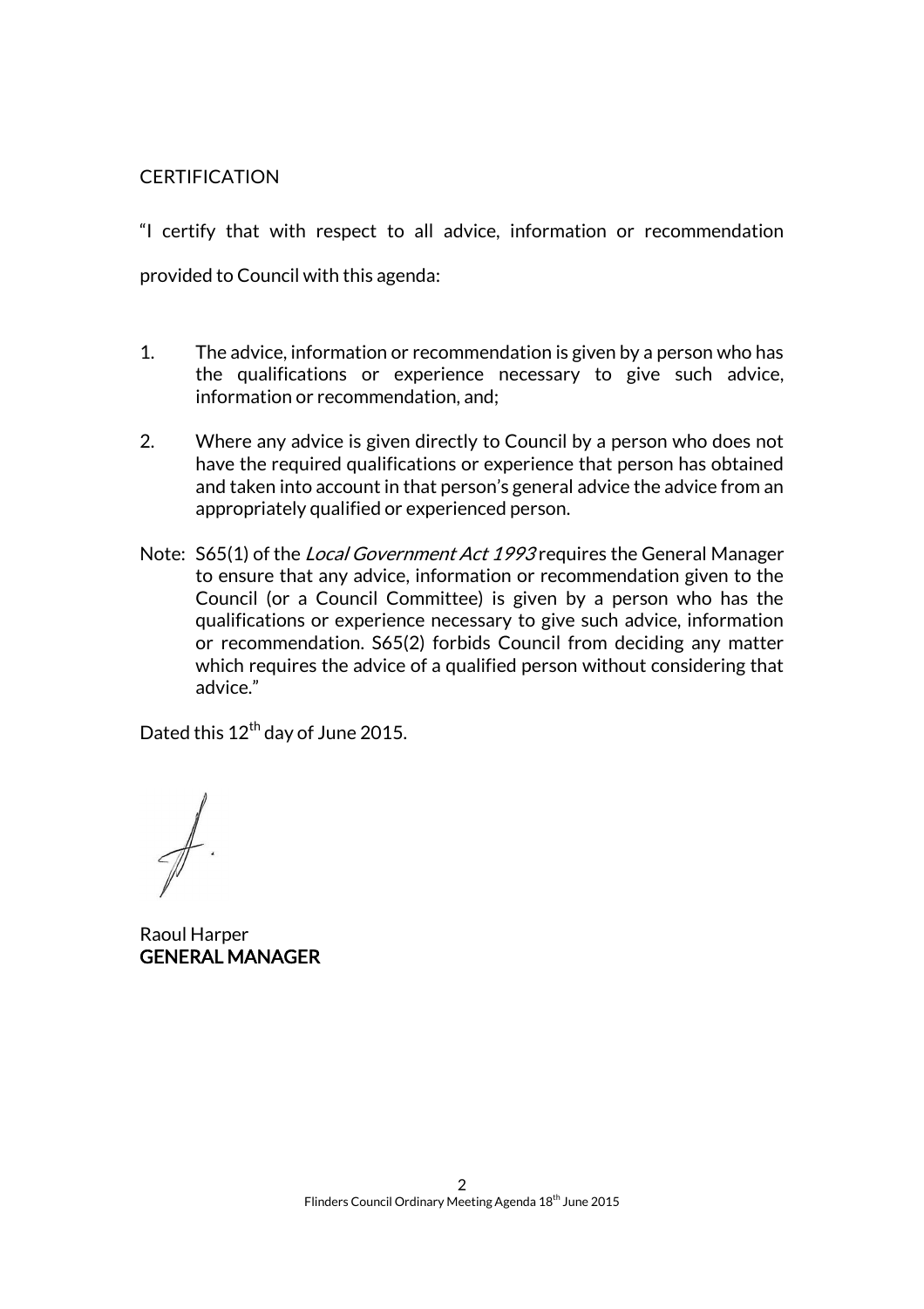CERTIFICATION

"I certify that with respect to all advice, information or recommendation provided to Council with this agenda:

1. The advice, information or recommendation is given by a person who has the qualifications or experience necessary to give such advice, information or recommendation, and;

2. Where any advice is given directly to Council by a person who does not have the required qualifications or experience that person has obtained and taken into account in that person's general advice the advice from an appropriately qualified or experienced person.

Note: S65(1) of the *Local Government Act 1993* requires the General Manager to ensure that any advice, information or recommendation given to the Council (or a Council Committee) is given by a person who has the qualifications or experience necessary to give such advice, information or recommendation. S65(2) forbids Council from deciding any matter which requires the advice of a qualified person without considering that advice."

Dated this 12th day of June 2015.

Raoul Harper
**GENERAL MANAGER**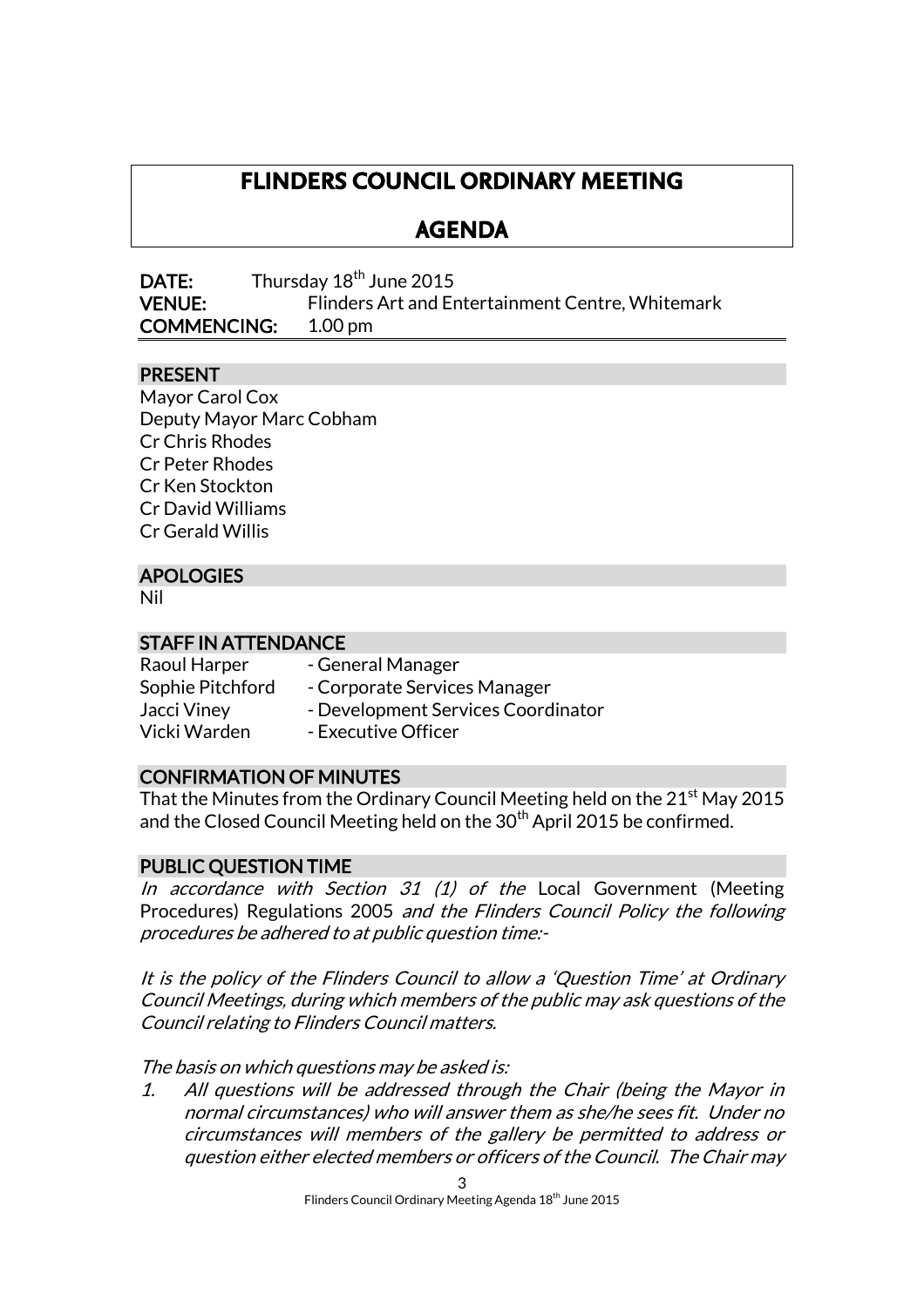# FLINDERS COUNCIL ORDINARY MEETING

## AGENDA

**DATE:** Thursday 18th June 2015
**VENUE:** Flinders Art and Entertainment Centre, Whitemark
**COMMENCING:** 1.00 pm

### PRESENT

Mayor Carol Cox
Deputy Mayor Marc Cobham
Cr Chris Rhodes
Cr Peter Rhodes
Cr Ken Stockton
Cr David Williams
Cr Gerald Willis

### APOLOGIES

Nil

### STAFF IN ATTENDANCE

| | |
|---|---|
| Raoul Harper | - General Manager |
| Sophie Pitchford | - Corporate Services Manager |
| Jacci Viney | - Development Services Coordinator |
| Vicki Warden | - Executive Officer |

### CONFIRMATION OF MINUTES

That the Minutes from the Ordinary Council Meeting held on the 21st May 2015 and the Closed Council Meeting held on the 30th April 2015 be confirmed.

### PUBLIC QUESTION TIME

*In accordance with Section 31 (1) of the* Local Government (Meeting Procedures) Regulations 2005 *and the Flinders Council Policy the following procedures be adhered to at public question time:-*

*It is the policy of the Flinders Council to allow a 'Question Time' at Ordinary Council Meetings, during which members of the public may ask questions of the Council relating to Flinders Council matters.*

*The basis on which questions may be asked is:*

1. *All questions will be addressed through the Chair (being the Mayor in normal circumstances) who will answer them as she/he sees fit. Under no circumstances will members of the gallery be permitted to address or question either elected members or officers of the Council. The Chair may*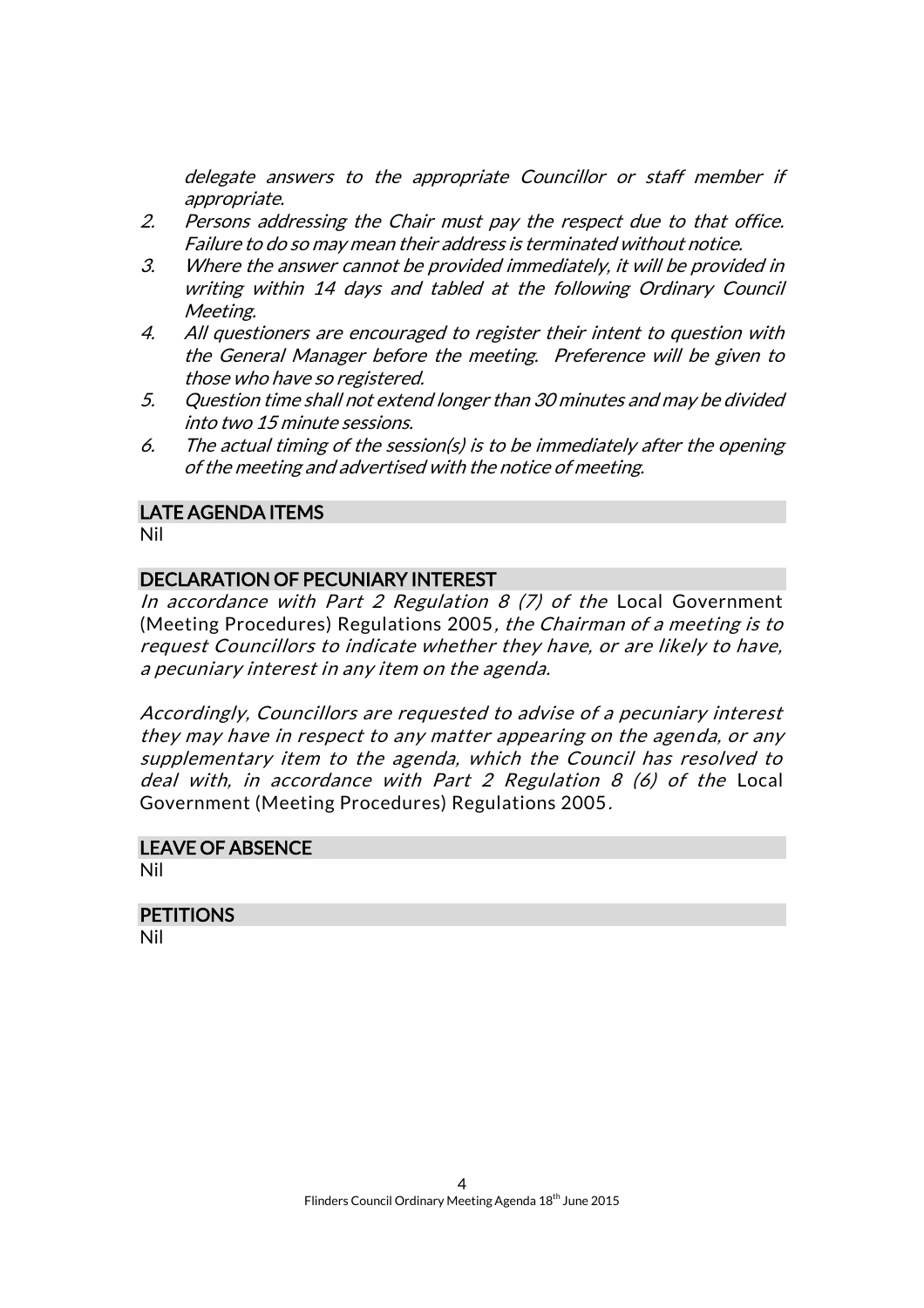*delegate answers to the appropriate Councillor or staff member if appropriate.*

2. *Persons addressing the Chair must pay the respect due to that office. Failure to do so may mean their address is terminated without notice.*
3. *Where the answer cannot be provided immediately, it will be provided in writing within 14 days and tabled at the following Ordinary Council Meeting.*
4. *All questioners are encouraged to register their intent to question with the General Manager before the meeting. Preference will be given to those who have so registered.*
5. *Question time shall not extend longer than 30 minutes and may be divided into two 15 minute sessions.*
6. *The actual timing of the session(s) is to be immediately after the opening of the meeting and advertised with the notice of meeting.*

## LATE AGENDA ITEMS

Nil

## DECLARATION OF PECUNIARY INTEREST

*In accordance with Part 2 Regulation 8 (7) of the* Local Government (Meeting Procedures) Regulations 2005*, the Chairman of a meeting is to request Councillors to indicate whether they have, or are likely to have, a pecuniary interest in any item on the agenda.*

*Accordingly, Councillors are requested to advise of a pecuniary interest they may have in respect to any matter appearing on the agenda, or any supplementary item to the agenda, which the Council has resolved to deal with, in accordance with Part 2 Regulation 8 (6) of the* Local Government (Meeting Procedures) Regulations 2005*.*

## LEAVE OF ABSENCE

Nil

## PETITIONS

Nil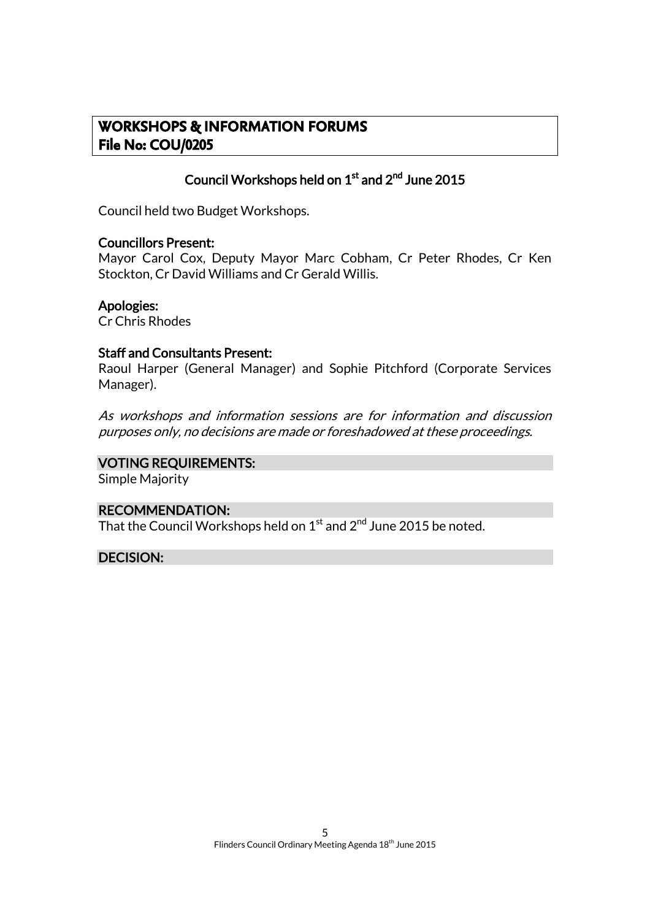## WORKSHOPS & INFORMATION FORUMS
## File No: COU/0205

### Council Workshops held on 1st and 2nd June 2015

Council held two Budget Workshops.

**Councillors Present:**
Mayor Carol Cox, Deputy Mayor Marc Cobham, Cr Peter Rhodes, Cr Ken Stockton, Cr David Williams and Cr Gerald Willis.

**Apologies:**
Cr Chris Rhodes

**Staff and Consultants Present:**
Raoul Harper (General Manager) and Sophie Pitchford (Corporate Services Manager).

*As workshops and information sessions are for information and discussion purposes only, no decisions are made or foreshadowed at these proceedings.*

**VOTING REQUIREMENTS:**
Simple Majority

**RECOMMENDATION:**
That the Council Workshops held on 1st and 2nd June 2015 be noted.

**DECISION:**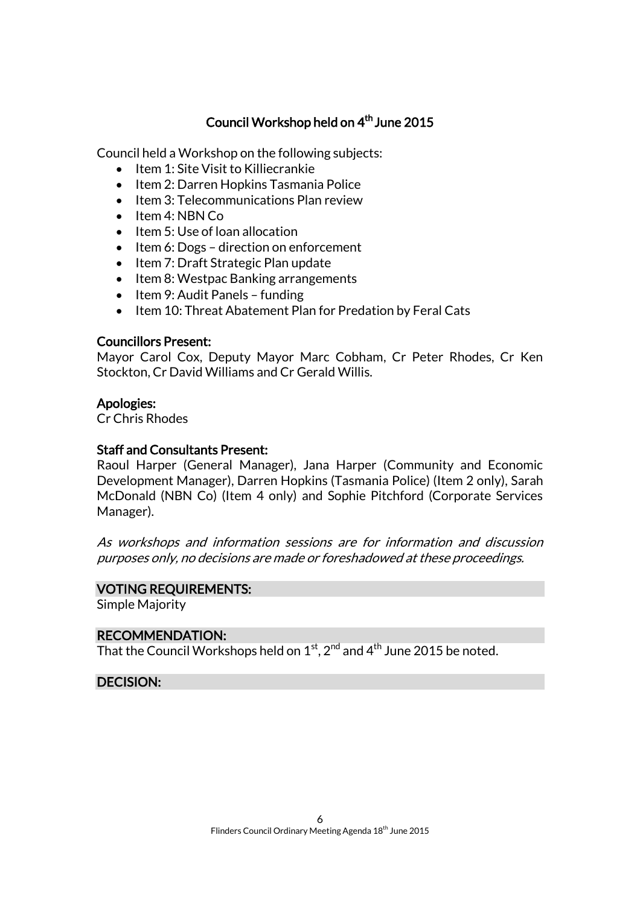## Council Workshop held on 4th June 2015

Council held a Workshop on the following subjects:

- Item 1: Site Visit to Killiecrankie
- Item 2: Darren Hopkins Tasmania Police
- Item 3: Telecommunications Plan review
- Item 4: NBN Co
- Item 5: Use of loan allocation
- Item 6: Dogs – direction on enforcement
- Item 7: Draft Strategic Plan update
- Item 8: Westpac Banking arrangements
- Item 9: Audit Panels – funding
- Item 10: Threat Abatement Plan for Predation by Feral Cats

**Councillors Present:**
Mayor Carol Cox, Deputy Mayor Marc Cobham, Cr Peter Rhodes, Cr Ken Stockton, Cr David Williams and Cr Gerald Willis.

**Apologies:**
Cr Chris Rhodes

**Staff and Consultants Present:**
Raoul Harper (General Manager), Jana Harper (Community and Economic Development Manager), Darren Hopkins (Tasmania Police) (Item 2 only), Sarah McDonald (NBN Co) (Item 4 only) and Sophie Pitchford (Corporate Services Manager).

*As workshops and information sessions are for information and discussion purposes only, no decisions are made or foreshadowed at these proceedings.*

**VOTING REQUIREMENTS:**
Simple Majority

**RECOMMENDATION:**
That the Council Workshops held on 1st, 2nd and 4th June 2015 be noted.

**DECISION:**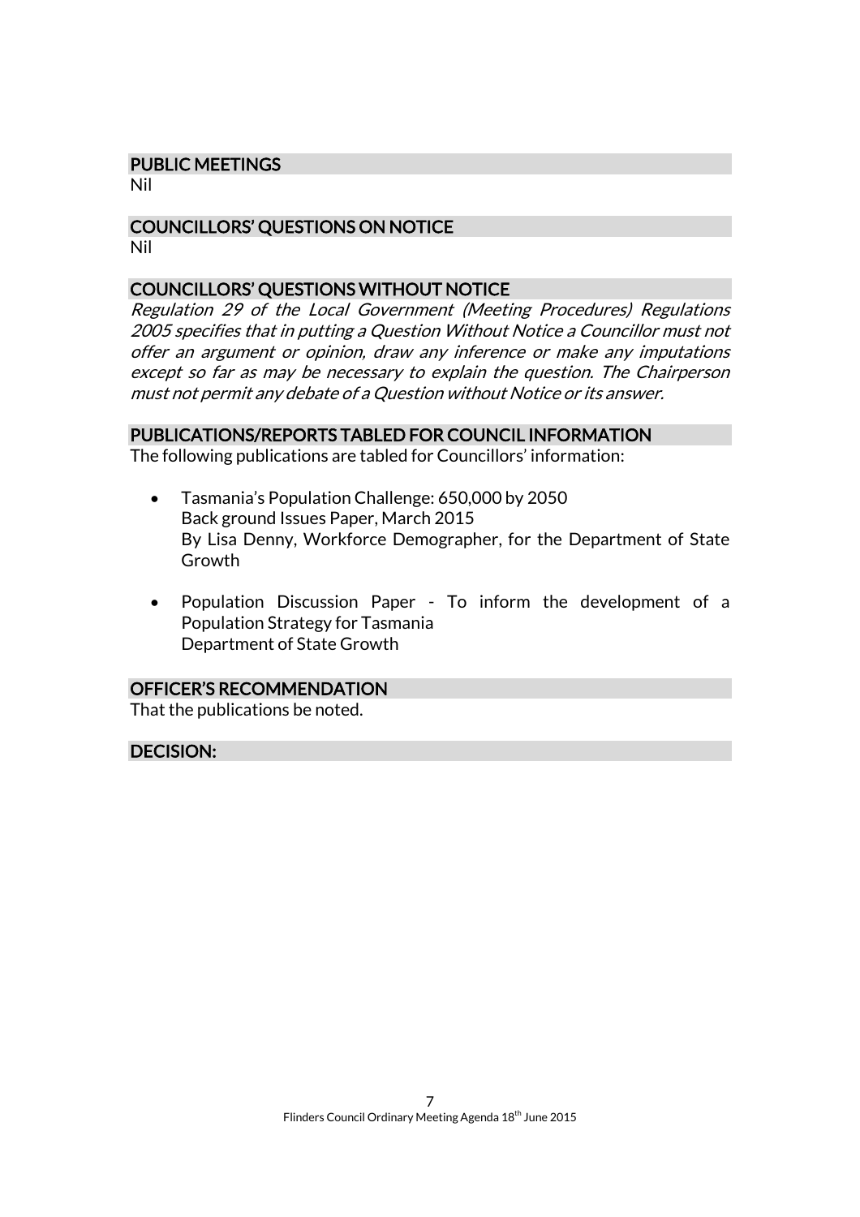## PUBLIC MEETINGS

Nil

## COUNCILLORS' QUESTIONS ON NOTICE

Nil

## COUNCILLORS' QUESTIONS WITHOUT NOTICE

*Regulation 29 of the Local Government (Meeting Procedures) Regulations 2005 specifies that in putting a Question Without Notice a Councillor must not offer an argument or opinion, draw any inference or make any imputations except so far as may be necessary to explain the question. The Chairperson must not permit any debate of a Question without Notice or its answer.*

## PUBLICATIONS/REPORTS TABLED FOR COUNCIL INFORMATION

The following publications are tabled for Councillors' information:

- Tasmania's Population Challenge: 650,000 by 2050
  Back ground Issues Paper, March 2015
  By Lisa Denny, Workforce Demographer, for the Department of State Growth

- Population Discussion Paper - To inform the development of a Population Strategy for Tasmania
  Department of State Growth

## OFFICER'S RECOMMENDATION

That the publications be noted.

## DECISION: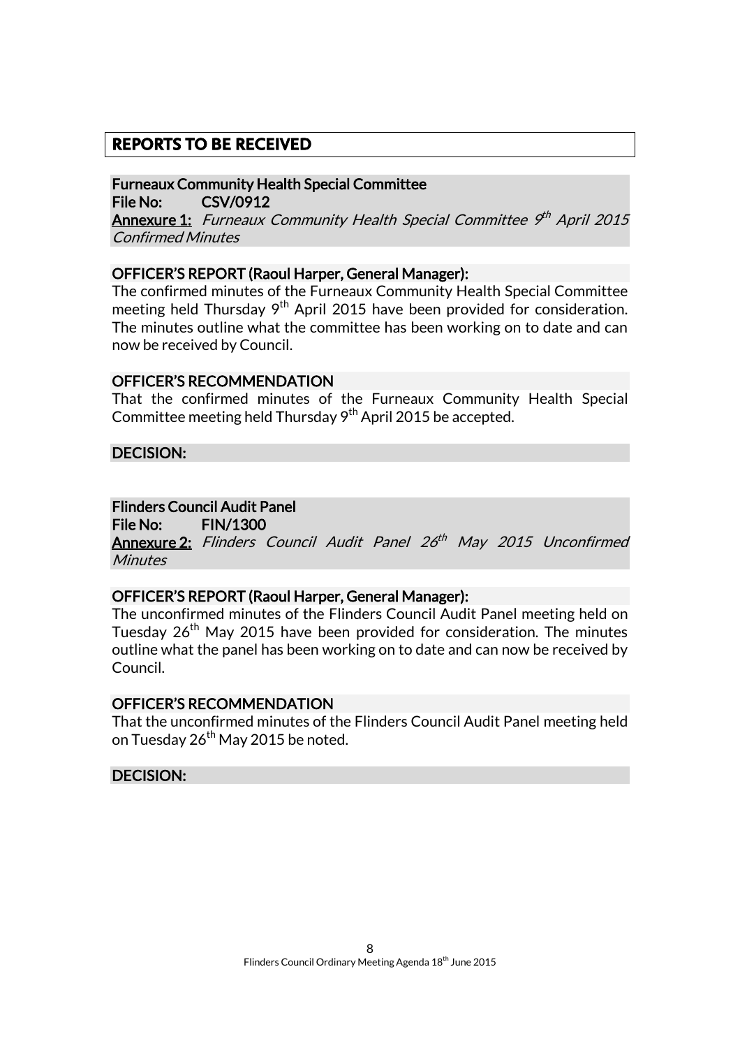## REPORTS TO BE RECEIVED

### Furneaux Community Health Special Committee

**File No: CSV/0912**

**Annexure 1:** *Furneaux Community Health Special Committee 9th April 2015 Confirmed Minutes*

**OFFICER'S REPORT (Raoul Harper, General Manager):**

The confirmed minutes of the Furneaux Community Health Special Committee meeting held Thursday 9th April 2015 have been provided for consideration. The minutes outline what the committee has been working on to date and can now be received by Council.

**OFFICER'S RECOMMENDATION**

That the confirmed minutes of the Furneaux Community Health Special Committee meeting held Thursday 9th April 2015 be accepted.

**DECISION:**

### Flinders Council Audit Panel

**File No: FIN/1300**

**Annexure 2:** *Flinders Council Audit Panel 26th May 2015 Unconfirmed Minutes*

**OFFICER'S REPORT (Raoul Harper, General Manager):**

The unconfirmed minutes of the Flinders Council Audit Panel meeting held on Tuesday 26th May 2015 have been provided for consideration. The minutes outline what the panel has been working on to date and can now be received by Council.

**OFFICER'S RECOMMENDATION**

That the unconfirmed minutes of the Flinders Council Audit Panel meeting held on Tuesday 26th May 2015 be noted.

**DECISION:**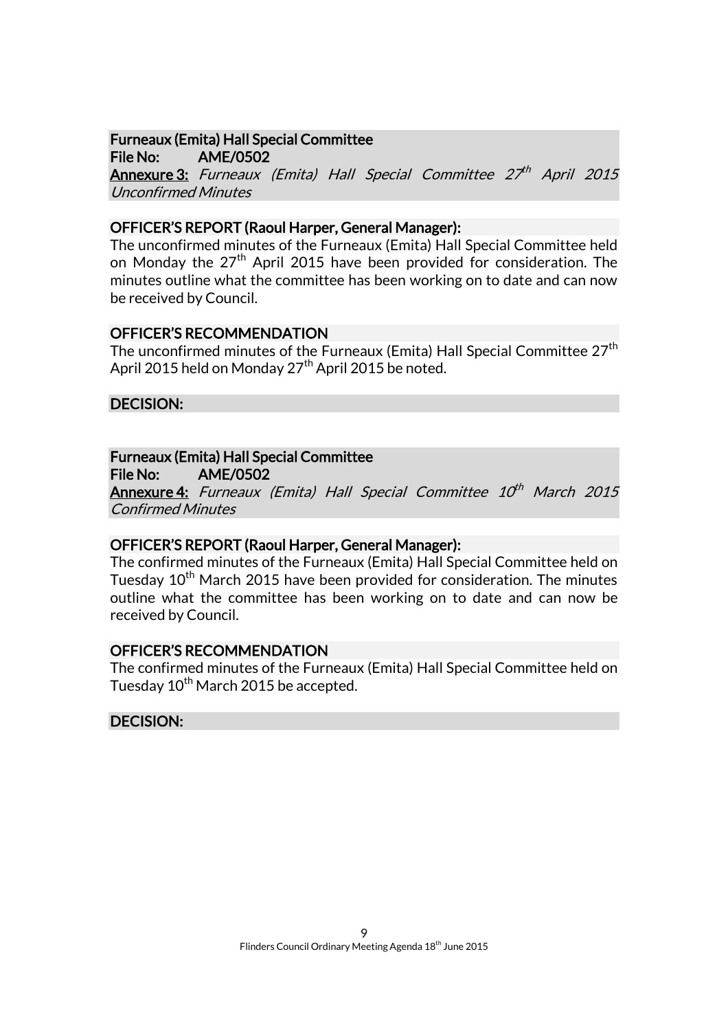**Furneaux (Emita) Hall Special Committee**
**File No: AME/0502**
**Annexure 3:** *Furneaux (Emita) Hall Special Committee 27th April 2015 Unconfirmed Minutes*

**OFFICER'S REPORT (Raoul Harper, General Manager):**
The unconfirmed minutes of the Furneaux (Emita) Hall Special Committee held on Monday the 27th April 2015 have been provided for consideration. The minutes outline what the committee has been working on to date and can now be received by Council.

**OFFICER'S RECOMMENDATION**
The unconfirmed minutes of the Furneaux (Emita) Hall Special Committee 27th April 2015 held on Monday 27th April 2015 be noted.

**DECISION:**

**Furneaux (Emita) Hall Special Committee**
**File No: AME/0502**
**Annexure 4:** *Furneaux (Emita) Hall Special Committee 10th March 2015 Confirmed Minutes*

**OFFICER'S REPORT (Raoul Harper, General Manager):**
The confirmed minutes of the Furneaux (Emita) Hall Special Committee held on Tuesday 10th March 2015 have been provided for consideration. The minutes outline what the committee has been working on to date and can now be received by Council.

**OFFICER'S RECOMMENDATION**
The confirmed minutes of the Furneaux (Emita) Hall Special Committee held on Tuesday 10th March 2015 be accepted.

**DECISION:**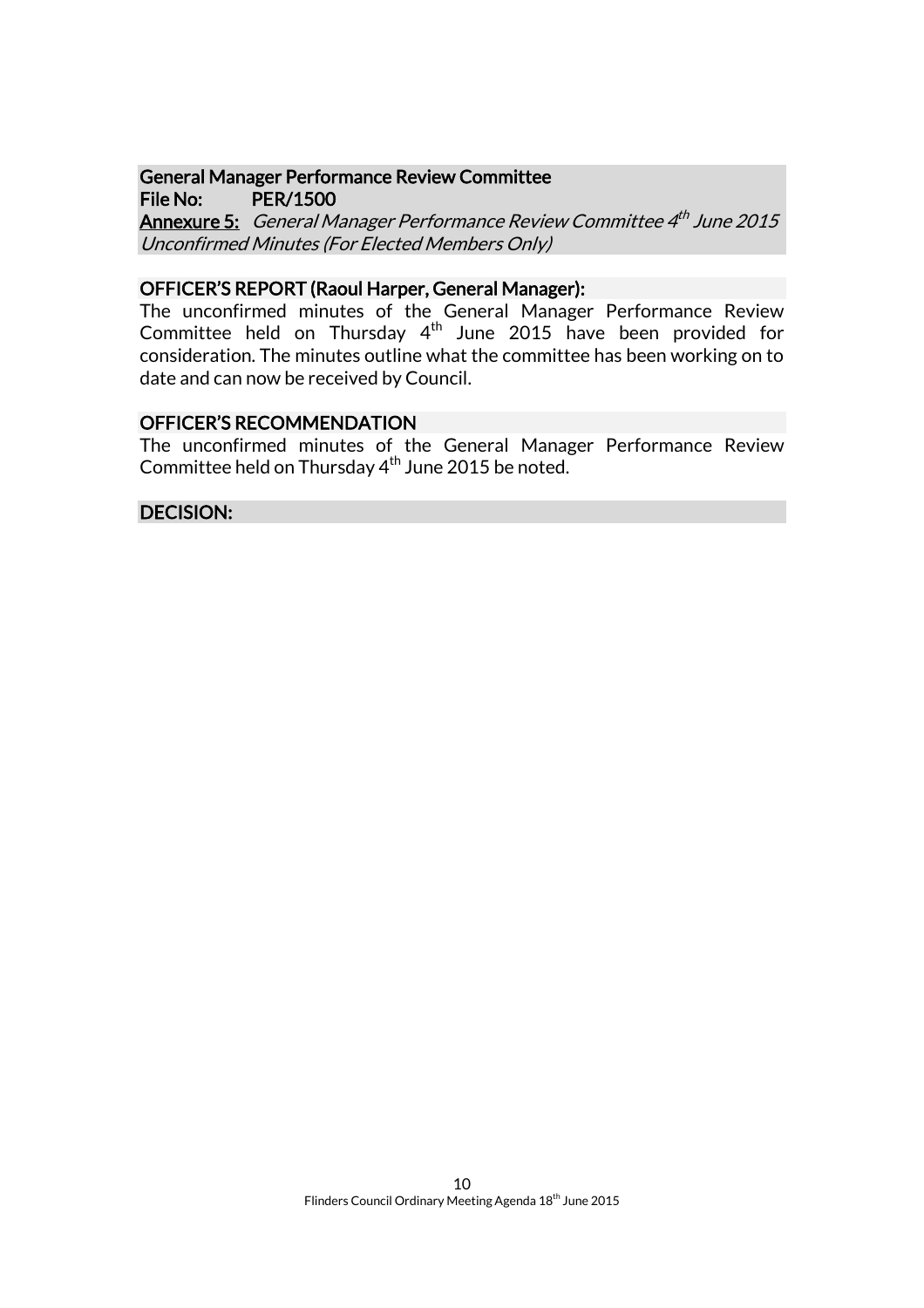## General Manager Performance Review Committee

**File No:** PER/1500

**Annexure 5:** *General Manager Performance Review Committee 4th June 2015 Unconfirmed Minutes (For Elected Members Only)*

### OFFICER'S REPORT (Raoul Harper, General Manager):

The unconfirmed minutes of the General Manager Performance Review Committee held on Thursday 4th June 2015 have been provided for consideration. The minutes outline what the committee has been working on to date and can now be received by Council.

### OFFICER'S RECOMMENDATION

The unconfirmed minutes of the General Manager Performance Review Committee held on Thursday 4th June 2015 be noted.

### DECISION: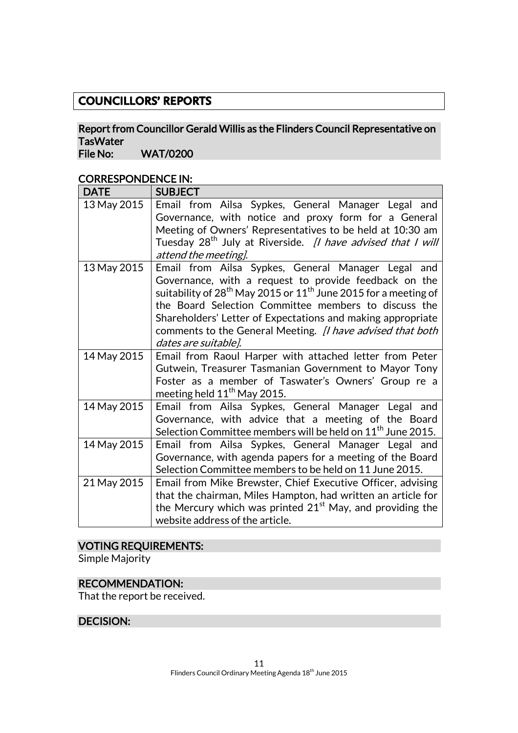# COUNCILLORS' REPORTS

## Report from Councillor Gerald Willis as the Flinders Council Representative on TasWater

**File No: WAT/0200**

### CORRESPONDENCE IN:

| DATE | SUBJECT |
|---|---|
| 13 May 2015 | Email from Ailsa Sypkes, General Manager Legal and Governance, with notice and proxy form for a General Meeting of Owners' Representatives to be held at 10:30 am Tuesday 28th July at Riverside. *[I have advised that I will attend the meeting].* |
| 13 May 2015 | Email from Ailsa Sypkes, General Manager Legal and Governance, with a request to provide feedback on the suitability of 28th May 2015 or 11th June 2015 for a meeting of the Board Selection Committee members to discuss the Shareholders' Letter of Expectations and making appropriate comments to the General Meeting. *[I have advised that both dates are suitable].* |
| 14 May 2015 | Email from Raoul Harper with attached letter from Peter Gutwein, Treasurer Tasmanian Government to Mayor Tony Foster as a member of Taswater's Owners' Group re a meeting held 11th May 2015. |
| 14 May 2015 | Email from Ailsa Sypkes, General Manager Legal and Governance, with advice that a meeting of the Board Selection Committee members will be held on 11th June 2015. |
| 14 May 2015 | Email from Ailsa Sypkes, General Manager Legal and Governance, with agenda papers for a meeting of the Board Selection Committee members to be held on 11 June 2015. |
| 21 May 2015 | Email from Mike Brewster, Chief Executive Officer, advising that the chairman, Miles Hampton, had written an article for the Mercury which was printed 21st May, and providing the website address of the article. |

### VOTING REQUIREMENTS:

Simple Majority

### RECOMMENDATION:

That the report be received.

### DECISION: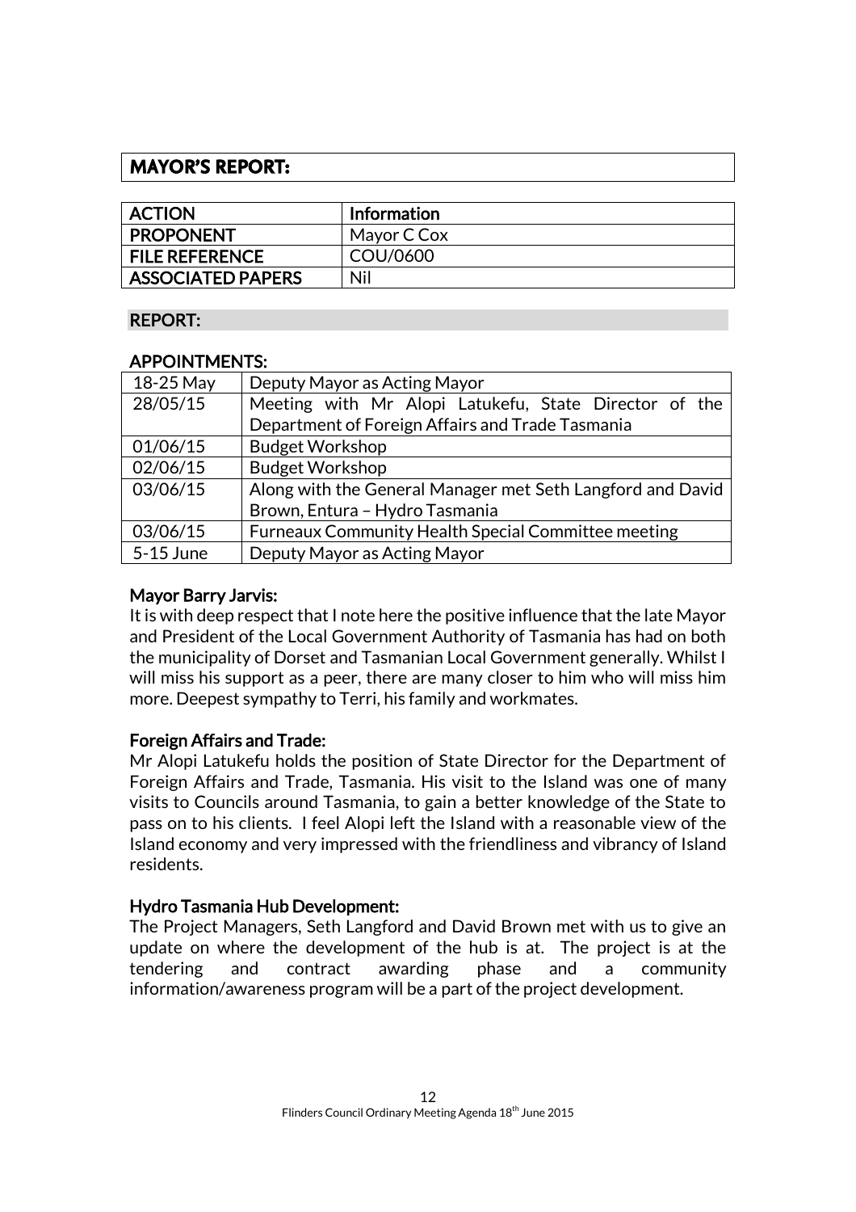## MAYOR'S REPORT:

| ACTION | Information |
|---|---|
| PROPONENT | Mayor C Cox |
| FILE REFERENCE | COU/0600 |
| ASSOCIATED PAPERS | Nil |

### REPORT:

**APPOINTMENTS:**

| | |
|---|---|
| 18-25 May | Deputy Mayor as Acting Mayor |
| 28/05/15 | Meeting with Mr Alopi Latukefu, State Director of the Department of Foreign Affairs and Trade Tasmania |
| 01/06/15 | Budget Workshop |
| 02/06/15 | Budget Workshop |
| 03/06/15 | Along with the General Manager met Seth Langford and David Brown, Entura – Hydro Tasmania |
| 03/06/15 | Furneaux Community Health Special Committee meeting |
| 5-15 June | Deputy Mayor as Acting Mayor |

**Mayor Barry Jarvis:**

It is with deep respect that I note here the positive influence that the late Mayor and President of the Local Government Authority of Tasmania has had on both the municipality of Dorset and Tasmanian Local Government generally. Whilst I will miss his support as a peer, there are many closer to him who will miss him more. Deepest sympathy to Terri, his family and workmates.

**Foreign Affairs and Trade:**

Mr Alopi Latukefu holds the position of State Director for the Department of Foreign Affairs and Trade, Tasmania. His visit to the Island was one of many visits to Councils around Tasmania, to gain a better knowledge of the State to pass on to his clients. I feel Alopi left the Island with a reasonable view of the Island economy and very impressed with the friendliness and vibrancy of Island residents.

**Hydro Tasmania Hub Development:**

The Project Managers, Seth Langford and David Brown met with us to give an update on where the development of the hub is at. The project is at the tendering and contract awarding phase and a community information/awareness program will be a part of the project development.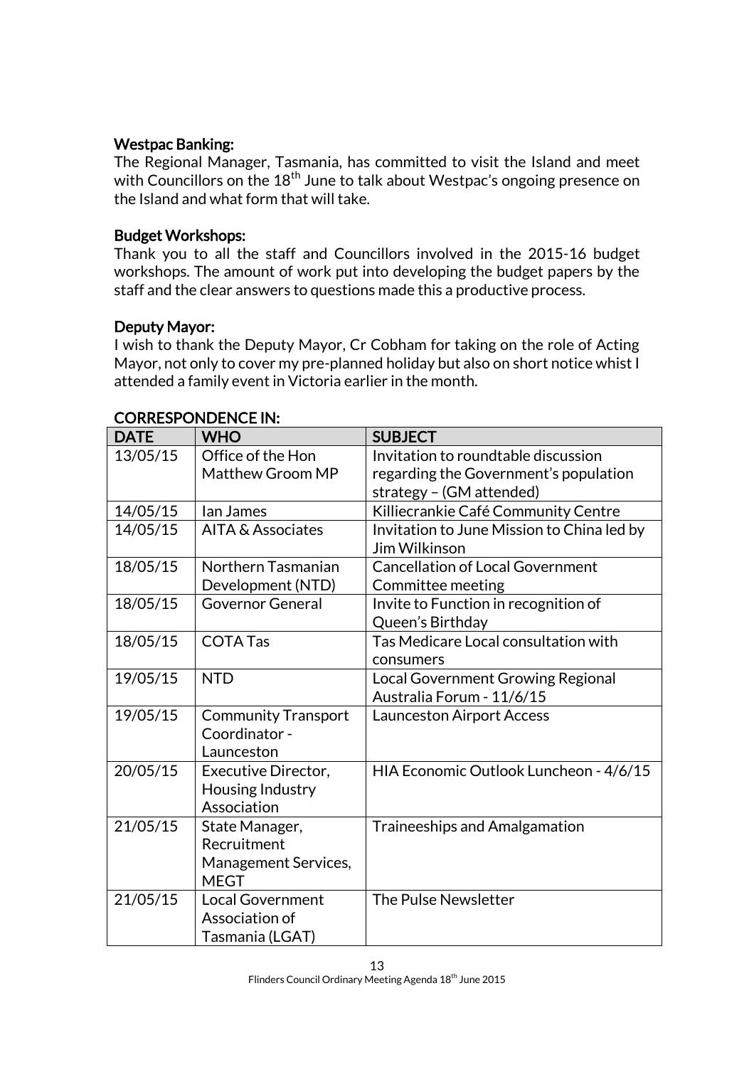**Westpac Banking:**
The Regional Manager, Tasmania, has committed to visit the Island and meet with Councillors on the 18th June to talk about Westpac's ongoing presence on the Island and what form that will take.

**Budget Workshops:**
Thank you to all the staff and Councillors involved in the 2015-16 budget workshops. The amount of work put into developing the budget papers by the staff and the clear answers to questions made this a productive process.

**Deputy Mayor:**
I wish to thank the Deputy Mayor, Cr Cobham for taking on the role of Acting Mayor, not only to cover my pre-planned holiday but also on short notice whist I attended a family event in Victoria earlier in the month.

**CORRESPONDENCE IN:**

| DATE | WHO | SUBJECT |
| --- | --- | --- |
| 13/05/15 | Office of the Hon Matthew Groom MP | Invitation to roundtable discussion regarding the Government's population strategy – (GM attended) |
| 14/05/15 | Ian James | Killiecrankie Café Community Centre |
| 14/05/15 | AITA & Associates | Invitation to June Mission to China led by Jim Wilkinson |
| 18/05/15 | Northern Tasmanian Development (NTD) | Cancellation of Local Government Committee meeting |
| 18/05/15 | Governor General | Invite to Function in recognition of Queen's Birthday |
| 18/05/15 | COTA Tas | Tas Medicare Local consultation with consumers |
| 19/05/15 | NTD | Local Government Growing Regional Australia Forum - 11/6/15 |
| 19/05/15 | Community Transport Coordinator - Launceston | Launceston Airport Access |
| 20/05/15 | Executive Director, Housing Industry Association | HIA Economic Outlook Luncheon - 4/6/15 |
| 21/05/15 | State Manager, Recruitment Management Services, MEGT | Traineeships and Amalgamation |
| 21/05/15 | Local Government Association of Tasmania (LGAT) | The Pulse Newsletter |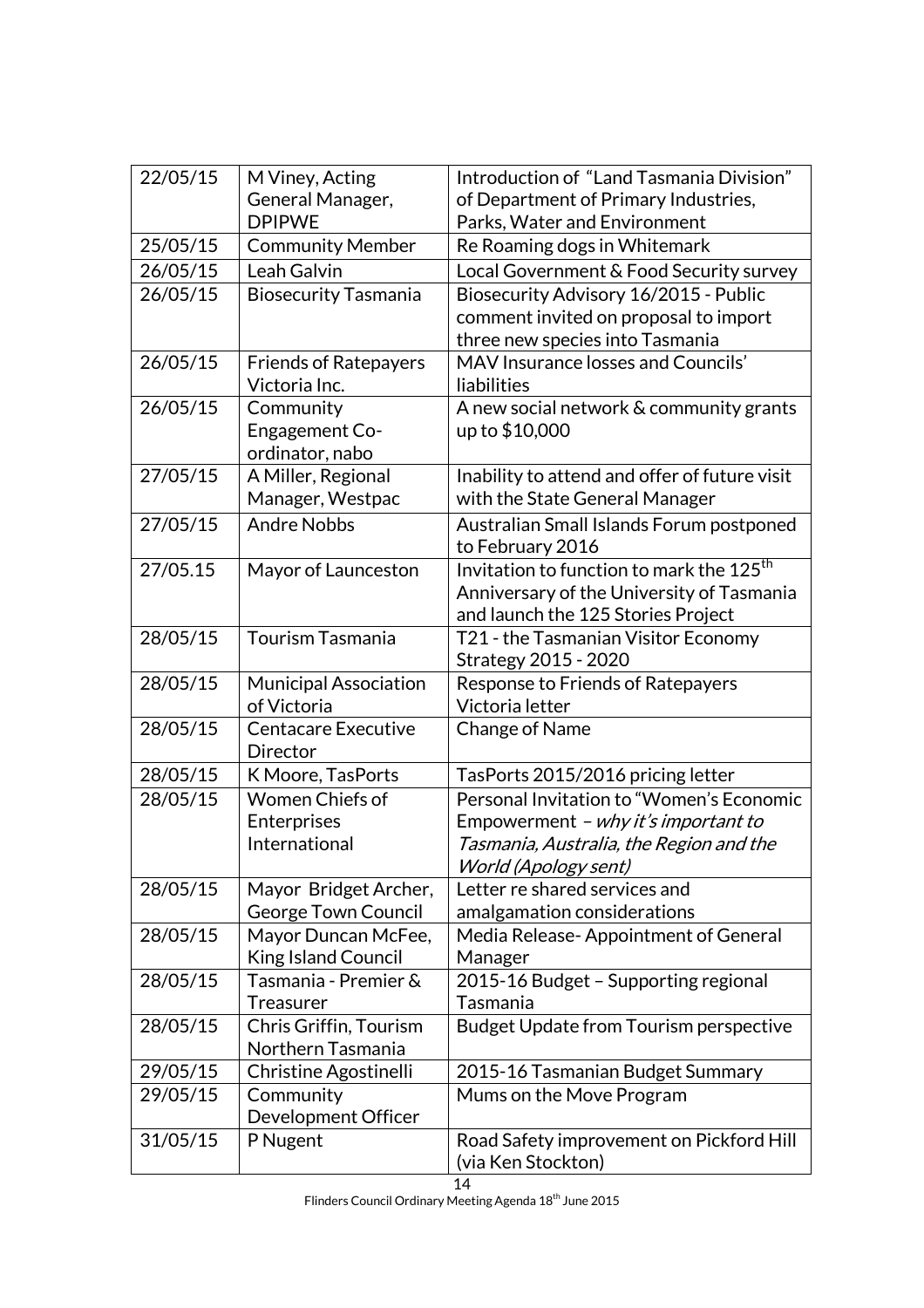| | | |
|---|---|---|
| 22/05/15 | M Viney, Acting General Manager, DPIPWE | Introduction of "Land Tasmania Division" of Department of Primary Industries, Parks, Water and Environment |
| 25/05/15 | Community Member | Re Roaming dogs in Whitemark |
| 26/05/15 | Leah Galvin | Local Government & Food Security survey |
| 26/05/15 | Biosecurity Tasmania | Biosecurity Advisory 16/2015 - Public comment invited on proposal to import three new species into Tasmania |
| 26/05/15 | Friends of Ratepayers Victoria Inc. | MAV Insurance losses and Councils' liabilities |
| 26/05/15 | Community Engagement Co-ordinator, nabo | A new social network & community grants up to $10,000 |
| 27/05/15 | A Miller, Regional Manager, Westpac | Inability to attend and offer of future visit with the State General Manager |
| 27/05/15 | Andre Nobbs | Australian Small Islands Forum postponed to February 2016 |
| 27/05.15 | Mayor of Launceston | Invitation to function to mark the 125th Anniversary of the University of Tasmania and launch the 125 Stories Project |
| 28/05/15 | Tourism Tasmania | T21 - the Tasmanian Visitor Economy Strategy 2015 - 2020 |
| 28/05/15 | Municipal Association of Victoria | Response to Friends of Ratepayers Victoria letter |
| 28/05/15 | Centacare Executive Director | Change of Name |
| 28/05/15 | K Moore, TasPorts | TasPorts 2015/2016 pricing letter |
| 28/05/15 | Women Chiefs of Enterprises International | Personal Invitation to "Women's Economic Empowerment – *why it's important to Tasmania, Australia, the Region and the World (Apology sent)* |
| 28/05/15 | Mayor Bridget Archer, George Town Council | Letter re shared services and amalgamation considerations |
| 28/05/15 | Mayor Duncan McFee, King Island Council | Media Release- Appointment of General Manager |
| 28/05/15 | Tasmania - Premier & Treasurer | 2015-16 Budget – Supporting regional Tasmania |
| 28/05/15 | Chris Griffin, Tourism Northern Tasmania | Budget Update from Tourism perspective |
| 29/05/15 | Christine Agostinelli | 2015-16 Tasmanian Budget Summary |
| 29/05/15 | Community Development Officer | Mums on the Move Program |
| 31/05/15 | P Nugent | Road Safety improvement on Pickford Hill (via Ken Stockton) |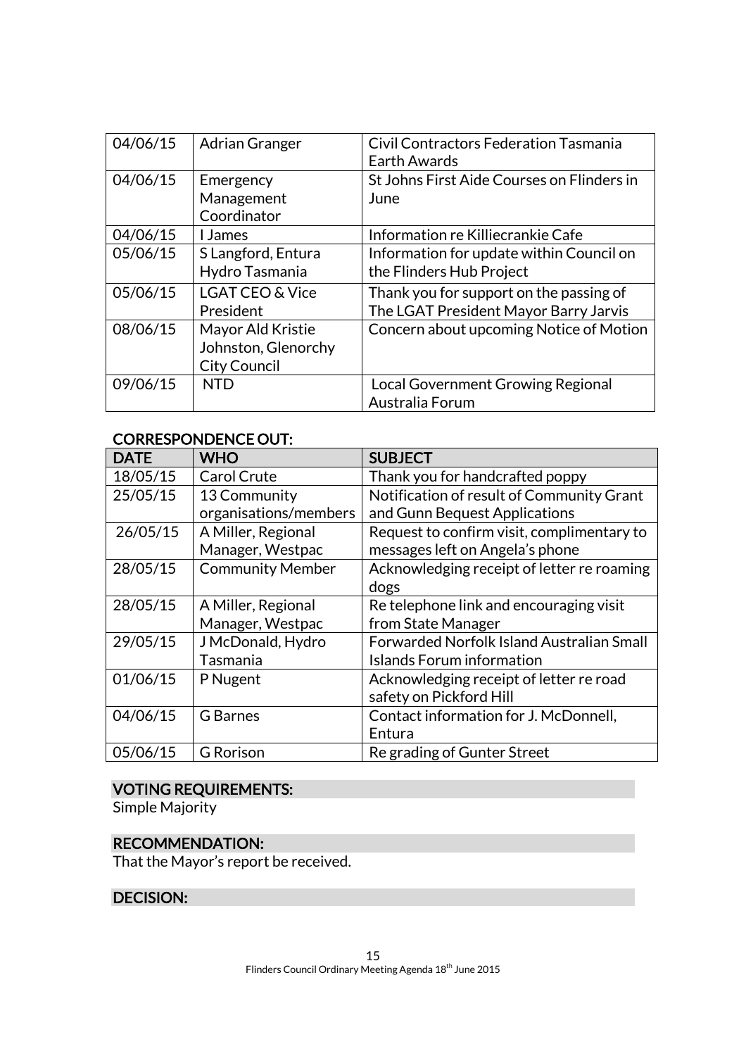| | | |
|---|---|---|
| 04/06/15 | Adrian Granger | Civil Contractors Federation Tasmania Earth Awards |
| 04/06/15 | Emergency Management Coordinator | St Johns First Aide Courses on Flinders in June |
| 04/06/15 | I James | Information re Killiecrankie Cafe |
| 05/06/15 | S Langford, Entura Hydro Tasmania | Information for update within Council on the Flinders Hub Project |
| 05/06/15 | LGAT CEO & Vice President | Thank you for support on the passing of The LGAT President Mayor Barry Jarvis |
| 08/06/15 | Mayor Ald Kristie Johnston, Glenorchy City Council | Concern about upcoming Notice of Motion |
| 09/06/15 | NTD | Local Government Growing Regional Australia Forum |

## CORRESPONDENCE OUT:

| DATE | WHO | SUBJECT |
|---|---|---|
| 18/05/15 | Carol Crute | Thank you for handcrafted poppy |
| 25/05/15 | 13 Community organisations/members | Notification of result of Community Grant and Gunn Bequest Applications |
| 26/05/15 | A Miller, Regional Manager, Westpac | Request to confirm visit, complimentary to messages left on Angela's phone |
| 28/05/15 | Community Member | Acknowledging receipt of letter re roaming dogs |
| 28/05/15 | A Miller, Regional Manager, Westpac | Re telephone link and encouraging visit from State Manager |
| 29/05/15 | J McDonald, Hydro Tasmania | Forwarded Norfolk Island Australian Small Islands Forum information |
| 01/06/15 | P Nugent | Acknowledging receipt of letter re road safety on Pickford Hill |
| 04/06/15 | G Barnes | Contact information for J. McDonnell, Entura |
| 05/06/15 | G Rorison | Re grading of Gunter Street |

## VOTING REQUIREMENTS:

Simple Majority

## RECOMMENDATION:

That the Mayor's report be received.

## DECISION: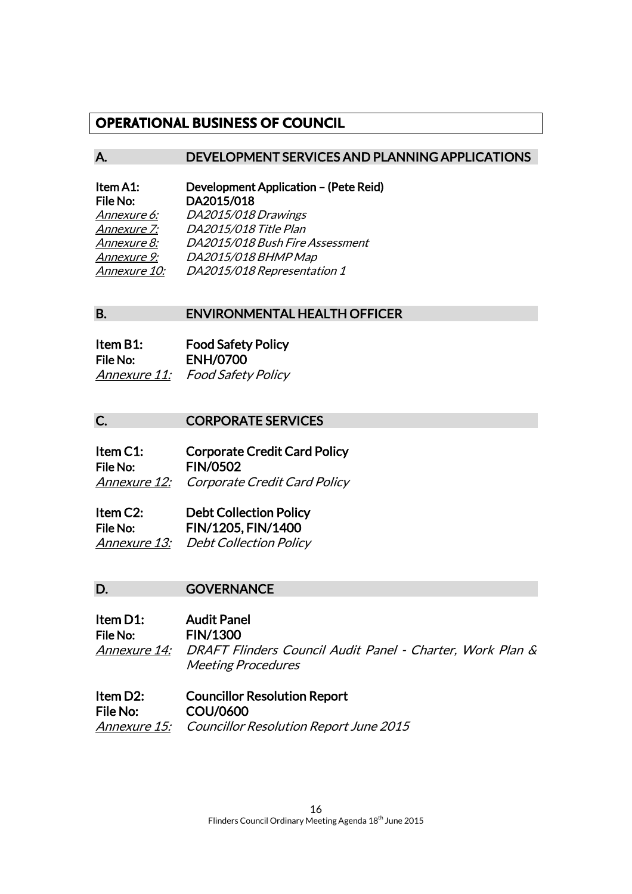# OPERATIONAL BUSINESS OF COUNCIL

## A. DEVELOPMENT SERVICES AND PLANNING APPLICATIONS

**Item A1:** **Development Application – (Pete Reid)**
**File No:** **DA2015/018**
*Annexure 6:* *DA2015/018 Drawings*
*Annexure 7:* *DA2015/018 Title Plan*
*Annexure 8:* *DA2015/018 Bush Fire Assessment*
*Annexure 9:* *DA2015/018 BHMP Map*
*Annexure 10:* *DA2015/018 Representation 1*

## B. ENVIRONMENTAL HEALTH OFFICER

**Item B1:** **Food Safety Policy**
**File No:** **ENH/0700**
*Annexure 11:* *Food Safety Policy*

## C. CORPORATE SERVICES

**Item C1:** **Corporate Credit Card Policy**
**File No:** **FIN/0502**
*Annexure 12:* *Corporate Credit Card Policy*

**Item C2:** **Debt Collection Policy**
**File No:** **FIN/1205, FIN/1400**
*Annexure 13:* *Debt Collection Policy*

## D. GOVERNANCE

**Item D1:** **Audit Panel**
**File No:** **FIN/1300**
*Annexure 14:* *DRAFT Flinders Council Audit Panel - Charter, Work Plan & Meeting Procedures*

**Item D2:** **Councillor Resolution Report**
**File No:** **COU/0600**
*Annexure 15:* *Councillor Resolution Report June 2015*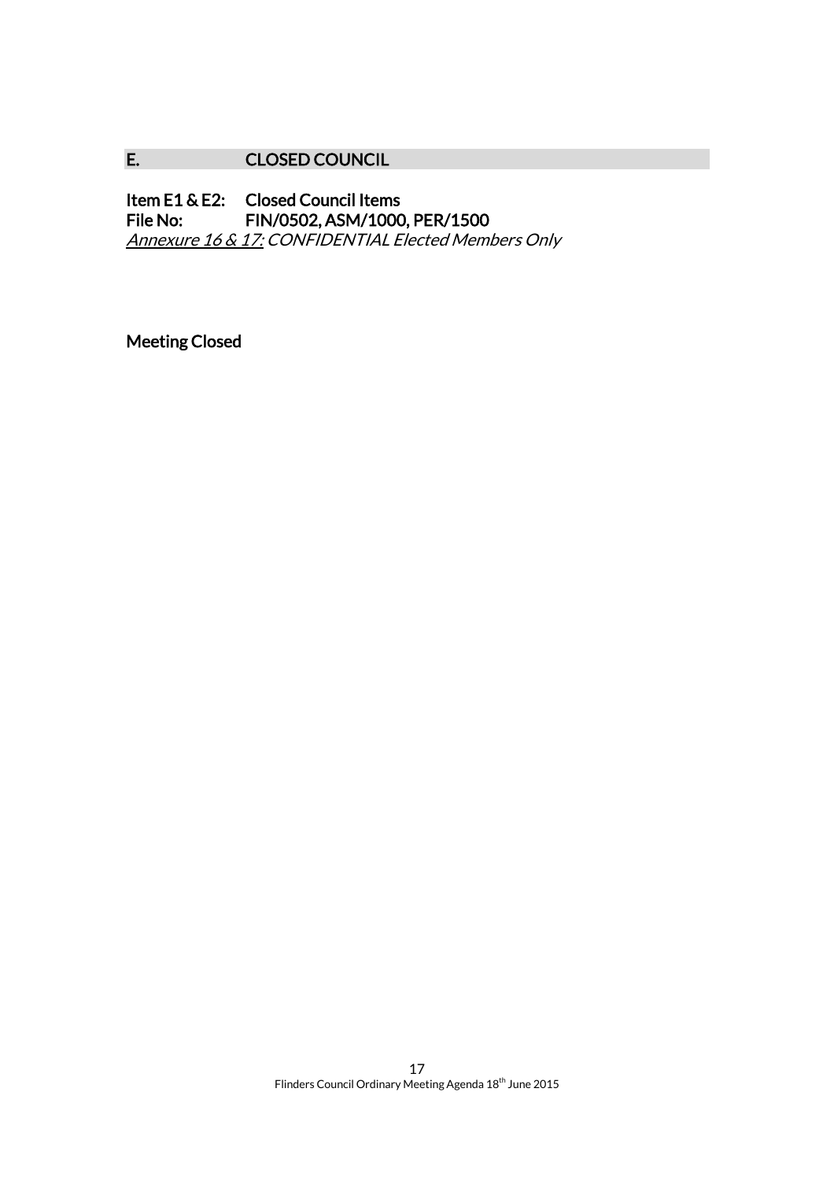## E. CLOSED COUNCIL

**Item E1 & E2: Closed Council Items**
**File No: FIN/0502, ASM/1000, PER/1500**
*Annexure 16 & 17: CONFIDENTIAL Elected Members Only*

**Meeting Closed**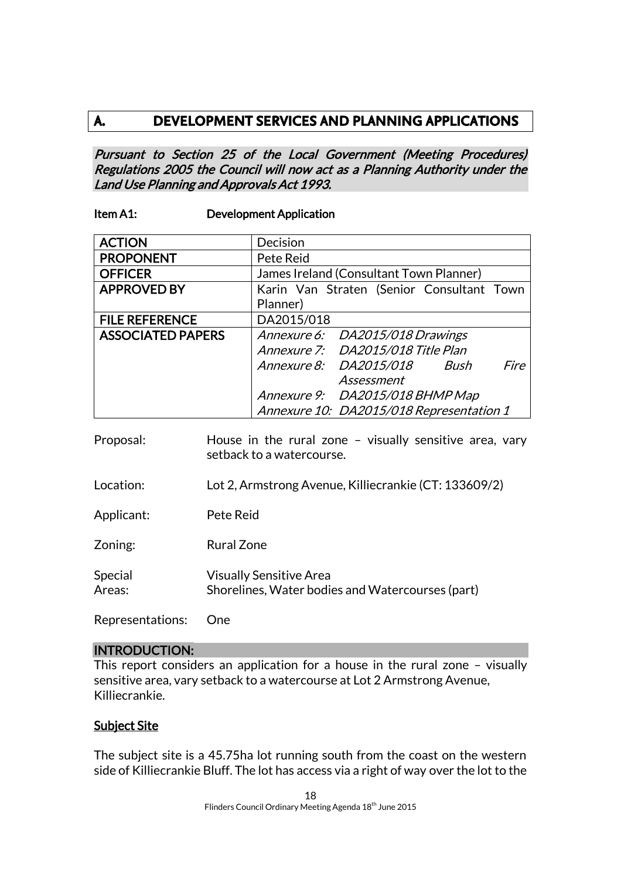# A. DEVELOPMENT SERVICES AND PLANNING APPLICATIONS

*Pursuant to Section 25 of the Local Government (Meeting Procedures) Regulations 2005 the Council will now act as a Planning Authority under the Land Use Planning and Approvals Act 1993.*

**Item A1: Development Application**

| | |
|---|---|
| **ACTION** | Decision |
| **PROPONENT** | Pete Reid |
| **OFFICER** | James Ireland (Consultant Town Planner) |
| **APPROVED BY** | Karin Van Straten (Senior Consultant Town Planner) |
| **FILE REFERENCE** | DA2015/018 |
| **ASSOCIATED PAPERS** | *Annexure 6: DA2015/018 Drawings*<br>*Annexure 7: DA2015/018 Title Plan*<br>*Annexure 8: DA2015/018 Bush Fire Assessment*<br>*Annexure 9: DA2015/018 BHMP Map*<br>*Annexure 10: DA2015/018 Representation 1* |

Proposal: House in the rural zone – visually sensitive area, vary setback to a watercourse.

Location: Lot 2, Armstrong Avenue, Killiecrankie (CT: 133609/2)

Applicant: Pete Reid

Zoning: Rural Zone

Special Areas: Visually Sensitive Area
Shorelines, Water bodies and Watercourses (part)

Representations: One

## INTRODUCTION:

This report considers an application for a house in the rural zone – visually sensitive area, vary setback to a watercourse at Lot 2 Armstrong Avenue, Killiecrankie.

### Subject Site

The subject site is a 45.75ha lot running south from the coast on the western side of Killiecrankie Bluff. The lot has access via a right of way over the lot to the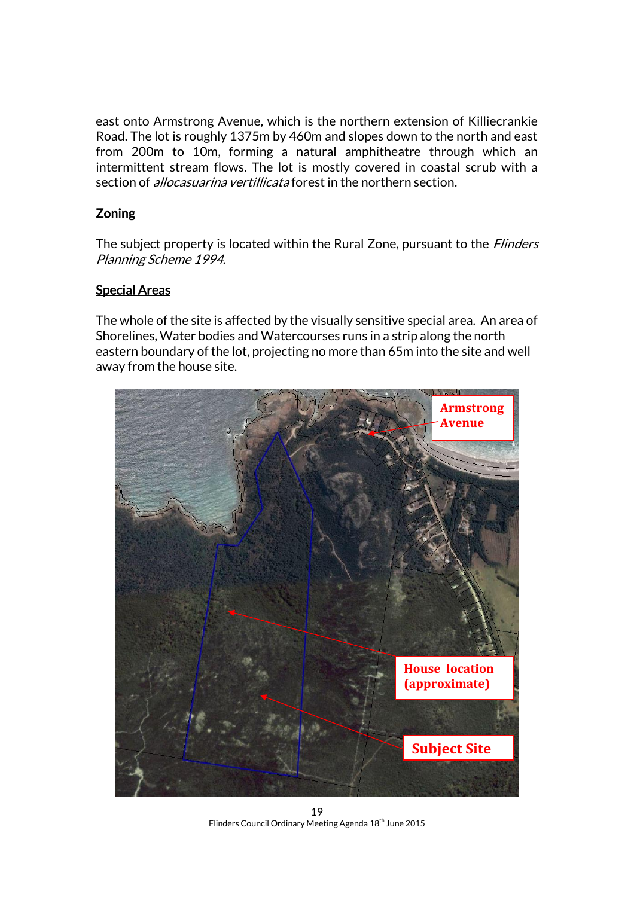east onto Armstrong Avenue, which is the northern extension of Killiecrankie Road. The lot is roughly 1375m by 460m and slopes down to the north and east from 200m to 10m, forming a natural amphitheatre through which an intermittent stream flows. The lot is mostly covered in coastal scrub with a section of *allocasuarina vertillicata* forest in the northern section.

## Zoning

The subject property is located within the Rural Zone, pursuant to the *Flinders Planning Scheme 1994*.

## Special Areas

The whole of the site is affected by the visually sensitive special area. An area of Shorelines, Water bodies and Watercourses runs in a strip along the north eastern boundary of the lot, projecting no more than 65m into the site and well away from the house site.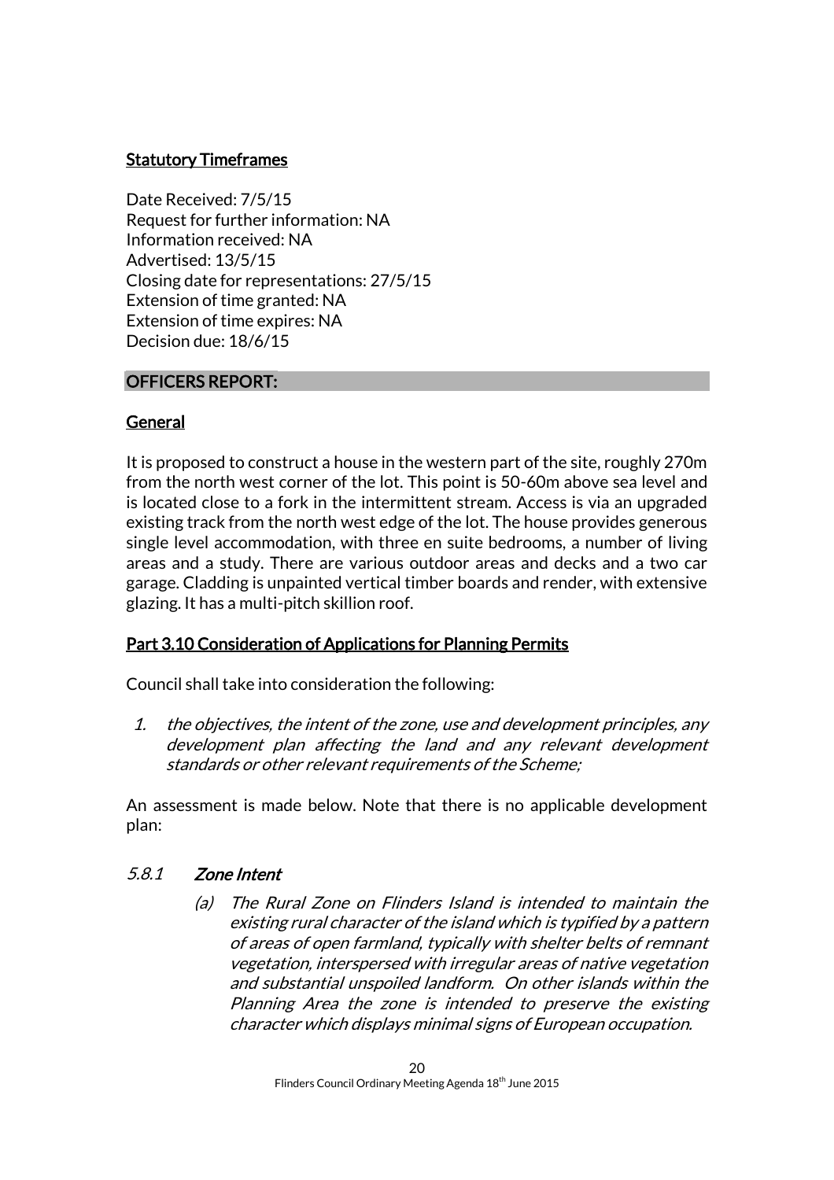**Statutory Timeframes**

Date Received: 7/5/15
Request for further information: NA
Information received: NA
Advertised: 13/5/15
Closing date for representations: 27/5/15
Extension of time granted: NA
Extension of time expires: NA
Decision due: 18/6/15

## OFFICERS REPORT:

**General**

It is proposed to construct a house in the western part of the site, roughly 270m from the north west corner of the lot. This point is 50-60m above sea level and is located close to a fork in the intermittent stream. Access is via an upgraded existing track from the north west edge of the lot. The house provides generous single level accommodation, with three en suite bedrooms, a number of living areas and a study. There are various outdoor areas and decks and a two car garage. Cladding is unpainted vertical timber boards and render, with extensive glazing. It has a multi-pitch skillion roof.

**Part 3.10 Consideration of Applications for Planning Permits**

Council shall take into consideration the following:

1. *the objectives, the intent of the zone, use and development principles, any development plan affecting the land and any relevant development standards or other relevant requirements of the Scheme;*

An assessment is made below. Note that there is no applicable development plan:

### *5.8.1 Zone Intent*

*(a) The Rural Zone on Flinders Island is intended to maintain the existing rural character of the island which is typified by a pattern of areas of open farmland, typically with shelter belts of remnant vegetation, interspersed with irregular areas of native vegetation and substantial unspoiled landform. On other islands within the Planning Area the zone is intended to preserve the existing character which displays minimal signs of European occupation.*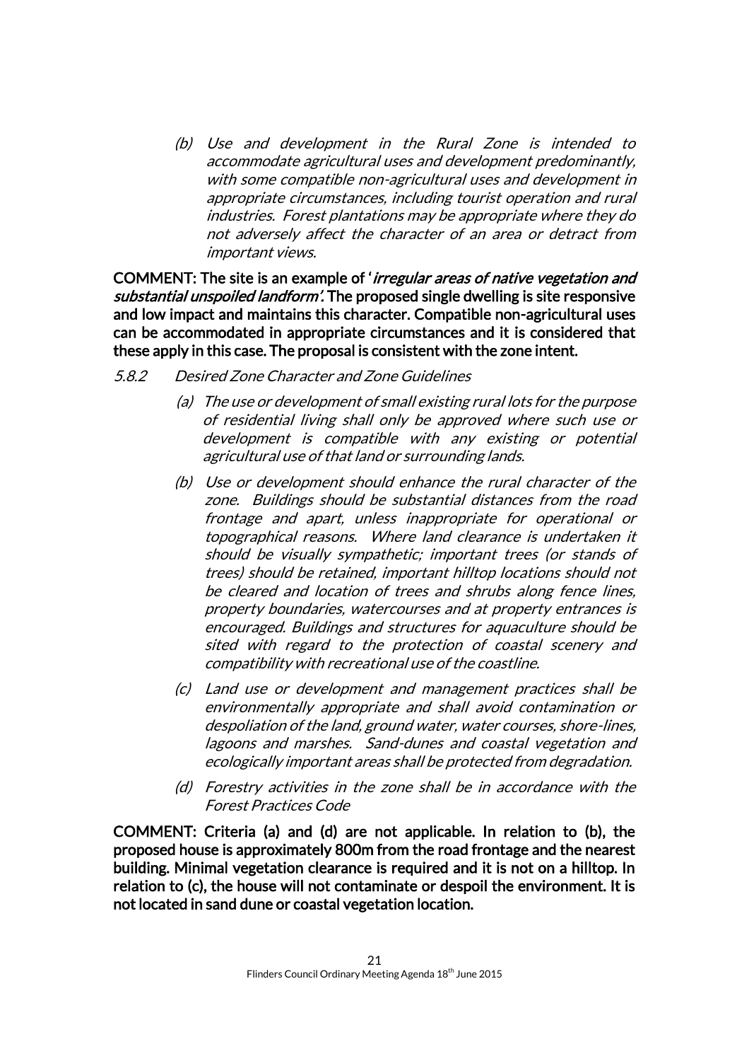*(b) Use and development in the Rural Zone is intended to accommodate agricultural uses and development predominantly, with some compatible non-agricultural uses and development in appropriate circumstances, including tourist operation and rural industries. Forest plantations may be appropriate where they do not adversely affect the character of an area or detract from important views.*

**COMMENT: The site is an example of '*irregular areas of native vegetation and substantial unspoiled landform'*. The proposed single dwelling is site responsive and low impact and maintains this character. Compatible non-agricultural uses can be accommodated in appropriate circumstances and it is considered that these apply in this case. The proposal is consistent with the zone intent.**

*5.8.2 Desired Zone Character and Zone Guidelines*

*(a) The use or development of small existing rural lots for the purpose of residential living shall only be approved where such use or development is compatible with any existing or potential agricultural use of that land or surrounding lands.*

*(b) Use or development should enhance the rural character of the zone. Buildings should be substantial distances from the road frontage and apart, unless inappropriate for operational or topographical reasons. Where land clearance is undertaken it should be visually sympathetic; important trees (or stands of trees) should be retained, important hilltop locations should not be cleared and location of trees and shrubs along fence lines, property boundaries, watercourses and at property entrances is encouraged. Buildings and structures for aquaculture should be sited with regard to the protection of coastal scenery and compatibility with recreational use of the coastline.*

*(c) Land use or development and management practices shall be environmentally appropriate and shall avoid contamination or despoliation of the land, ground water, water courses, shore-lines, lagoons and marshes. Sand-dunes and coastal vegetation and ecologically important areas shall be protected from degradation.*

*(d) Forestry activities in the zone shall be in accordance with the Forest Practices Code*

**COMMENT: Criteria (a) and (d) are not applicable. In relation to (b), the proposed house is approximately 800m from the road frontage and the nearest building. Minimal vegetation clearance is required and it is not on a hilltop. In relation to (c), the house will not contaminate or despoil the environment. It is not located in sand dune or coastal vegetation location.**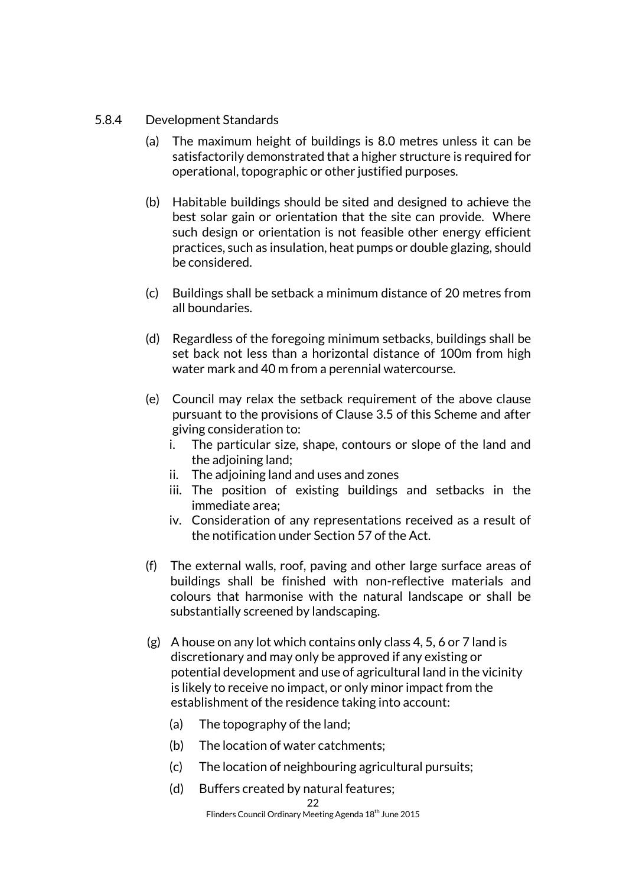5.8.4 Development Standards

(a) The maximum height of buildings is 8.0 metres unless it can be satisfactorily demonstrated that a higher structure is required for operational, topographic or other justified purposes.

(b) Habitable buildings should be sited and designed to achieve the best solar gain or orientation that the site can provide. Where such design or orientation is not feasible other energy efficient practices, such as insulation, heat pumps or double glazing, should be considered.

(c) Buildings shall be setback a minimum distance of 20 metres from all boundaries.

(d) Regardless of the foregoing minimum setbacks, buildings shall be set back not less than a horizontal distance of 100m from high water mark and 40 m from a perennial watercourse.

(e) Council may relax the setback requirement of the above clause pursuant to the provisions of Clause 3.5 of this Scheme and after giving consideration to:
   - i. The particular size, shape, contours or slope of the land and the adjoining land;
   - ii. The adjoining land and uses and zones
   - iii. The position of existing buildings and setbacks in the immediate area;
   - iv. Consideration of any representations received as a result of the notification under Section 57 of the Act.

(f) The external walls, roof, paving and other large surface areas of buildings shall be finished with non-reflective materials and colours that harmonise with the natural landscape or shall be substantially screened by landscaping.

(g) A house on any lot which contains only class 4, 5, 6 or 7 land is discretionary and may only be approved if any existing or potential development and use of agricultural land in the vicinity is likely to receive no impact, or only minor impact from the establishment of the residence taking into account:

   (a) The topography of the land;

   (b) The location of water catchments;

   (c) The location of neighbouring agricultural pursuits;

   (d) Buffers created by natural features;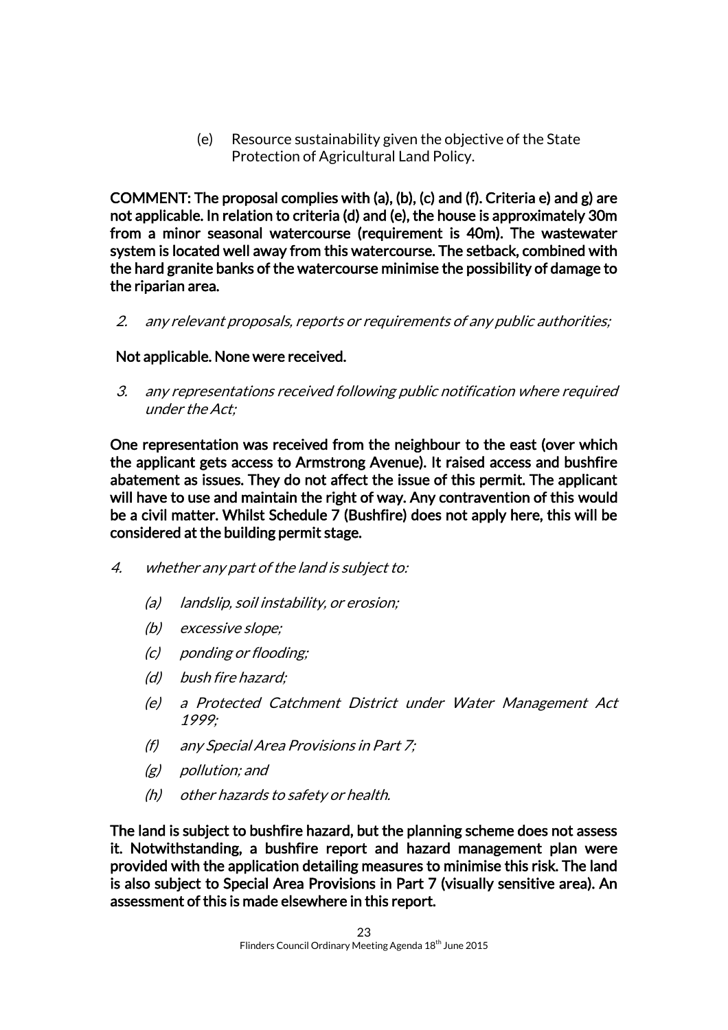(e) Resource sustainability given the objective of the State Protection of Agricultural Land Policy.

**COMMENT: The proposal complies with (a), (b), (c) and (f). Criteria e) and g) are not applicable. In relation to criteria (d) and (e), the house is approximately 30m from a minor seasonal watercourse (requirement is 40m). The wastewater system is located well away from this watercourse. The setback, combined with the hard granite banks of the watercourse minimise the possibility of damage to the riparian area.**

2. *any relevant proposals, reports or requirements of any public authorities;*

**Not applicable. None were received.**

3. *any representations received following public notification where required under the Act;*

**One representation was received from the neighbour to the east (over which the applicant gets access to Armstrong Avenue). It raised access and bushfire abatement as issues. They do not affect the issue of this permit. The applicant will have to use and maintain the right of way. Any contravention of this would be a civil matter. Whilst Schedule 7 (Bushfire) does not apply here, this will be considered at the building permit stage.**

4. *whether any part of the land is subject to:*
   - *(a) landslip, soil instability, or erosion;*
   - *(b) excessive slope;*
   - *(c) ponding or flooding;*
   - *(d) bush fire hazard;*
   - *(e) a Protected Catchment District under Water Management Act 1999;*
   - *(f) any Special Area Provisions in Part 7;*
   - *(g) pollution; and*
   - *(h) other hazards to safety or health.*

**The land is subject to bushfire hazard, but the planning scheme does not assess it. Notwithstanding, a bushfire report and hazard management plan were provided with the application detailing measures to minimise this risk. The land is also subject to Special Area Provisions in Part 7 (visually sensitive area). An assessment of this is made elsewhere in this report.**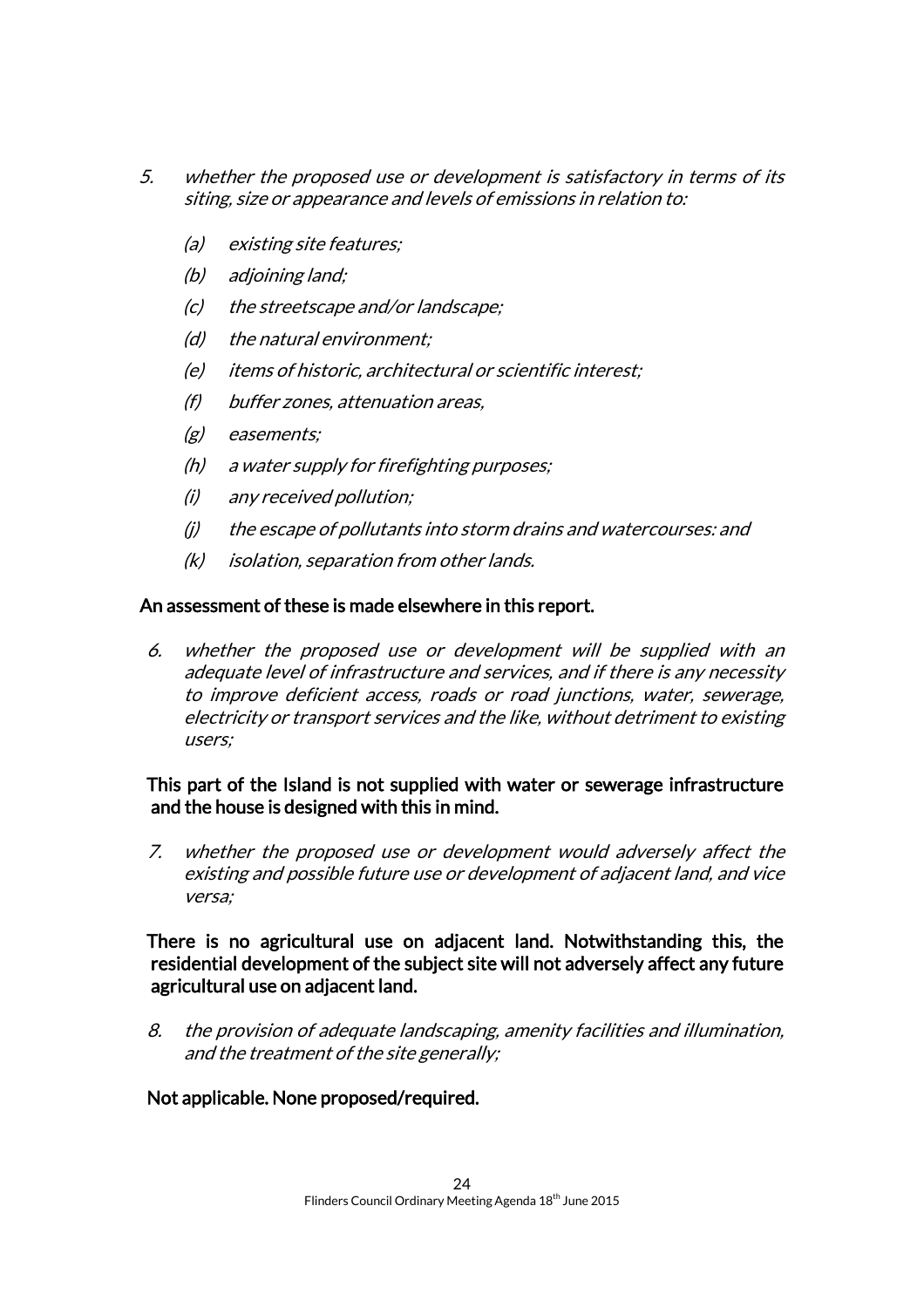5. *whether the proposed use or development is satisfactory in terms of its siting, size or appearance and levels of emissions in relation to:*

   (a) *existing site features;*

   (b) *adjoining land;*

   (c) *the streetscape and/or landscape;*

   (d) *the natural environment;*

   (e) *items of historic, architectural or scientific interest;*

   (f) *buffer zones, attenuation areas,*

   (g) *easements;*

   (h) *a water supply for firefighting purposes;*

   (i) *any received pollution;*

   (j) *the escape of pollutants into storm drains and watercourses: and*

   (k) *isolation, separation from other lands.*

An assessment of these is made elsewhere in this report.

6. *whether the proposed use or development will be supplied with an adequate level of infrastructure and services, and if there is any necessity to improve deficient access, roads or road junctions, water, sewerage, electricity or transport services and the like, without detriment to existing users;*

This part of the Island is not supplied with water or sewerage infrastructure and the house is designed with this in mind.

7. *whether the proposed use or development would adversely affect the existing and possible future use or development of adjacent land, and vice versa;*

There is no agricultural use on adjacent land. Notwithstanding this, the residential development of the subject site will not adversely affect any future agricultural use on adjacent land.

8. *the provision of adequate landscaping, amenity facilities and illumination, and the treatment of the site generally;*

Not applicable. None proposed/required.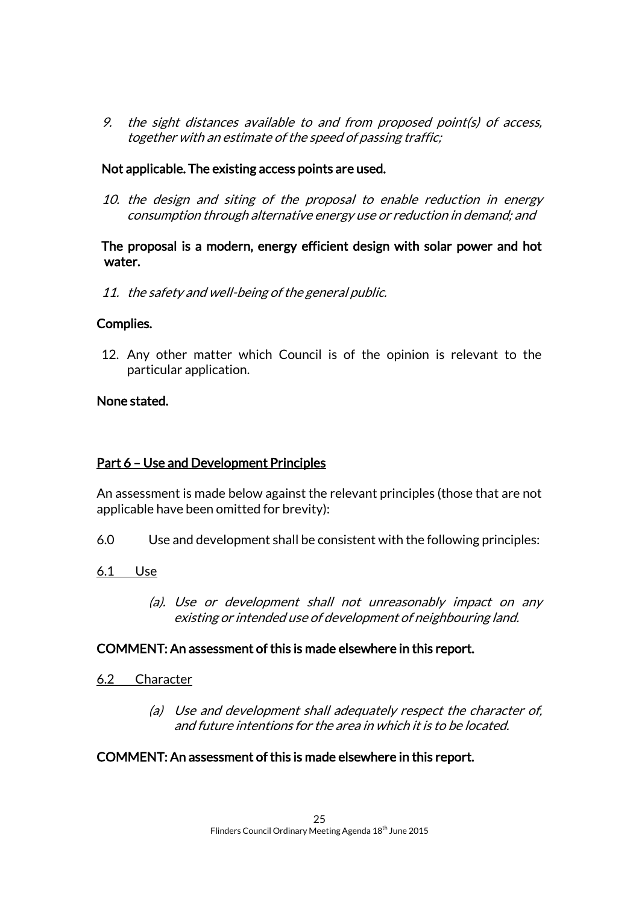9. *the sight distances available to and from proposed point(s) of access, together with an estimate of the speed of passing traffic;*

**Not applicable. The existing access points are used.**

10. *the design and siting of the proposal to enable reduction in energy consumption through alternative energy use or reduction in demand; and*

**The proposal is a modern, energy efficient design with solar power and hot water.**

11. *the safety and well-being of the general public.*

**Complies.**

12. Any other matter which Council is of the opinion is relevant to the particular application.

**None stated.**

**<u>Part 6 – Use and Development Principles</u>**

An assessment is made below against the relevant principles (those that are not applicable have been omitted for brevity):

6.0 Use and development shall be consistent with the following principles:

<u>6.1 Use</u>

(a). *Use or development shall not unreasonably impact on any existing or intended use of development of neighbouring land.*

**COMMENT: An assessment of this is made elsewhere in this report.**

<u>6.2 Character</u>

(a) *Use and development shall adequately respect the character of, and future intentions for the area in which it is to be located.*

**COMMENT: An assessment of this is made elsewhere in this report.**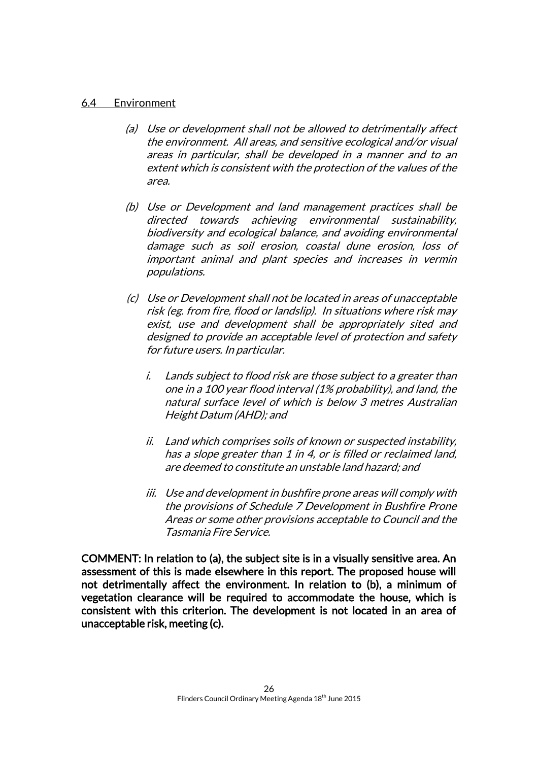## 6.4 Environment

*(a) Use or development shall not be allowed to detrimentally affect the environment. All areas, and sensitive ecological and/or visual areas in particular, shall be developed in a manner and to an extent which is consistent with the protection of the values of the area.*

*(b) Use or Development and land management practices shall be directed towards achieving environmental sustainability, biodiversity and ecological balance, and avoiding environmental damage such as soil erosion, coastal dune erosion, loss of important animal and plant species and increases in vermin populations.*

*(c) Use or Development shall not be located in areas of unacceptable risk (eg. from fire, flood or landslip). In situations where risk may exist, use and development shall be appropriately sited and designed to provide an acceptable level of protection and safety for future users. In particular.*

*i. Lands subject to flood risk are those subject to a greater than one in a 100 year flood interval (1% probability), and land, the natural surface level of which is below 3 metres Australian Height Datum (AHD); and*

*ii. Land which comprises soils of known or suspected instability, has a slope greater than 1 in 4, or is filled or reclaimed land, are deemed to constitute an unstable land hazard; and*

*iii. Use and development in bushfire prone areas will comply with the provisions of Schedule 7 Development in Bushfire Prone Areas or some other provisions acceptable to Council and the Tasmania Fire Service.*

**COMMENT: In relation to (a), the subject site is in a visually sensitive area. An assessment of this is made elsewhere in this report. The proposed house will not detrimentally affect the environment. In relation to (b), a minimum of vegetation clearance will be required to accommodate the house, which is consistent with this criterion. The development is not located in an area of unacceptable risk, meeting (c).**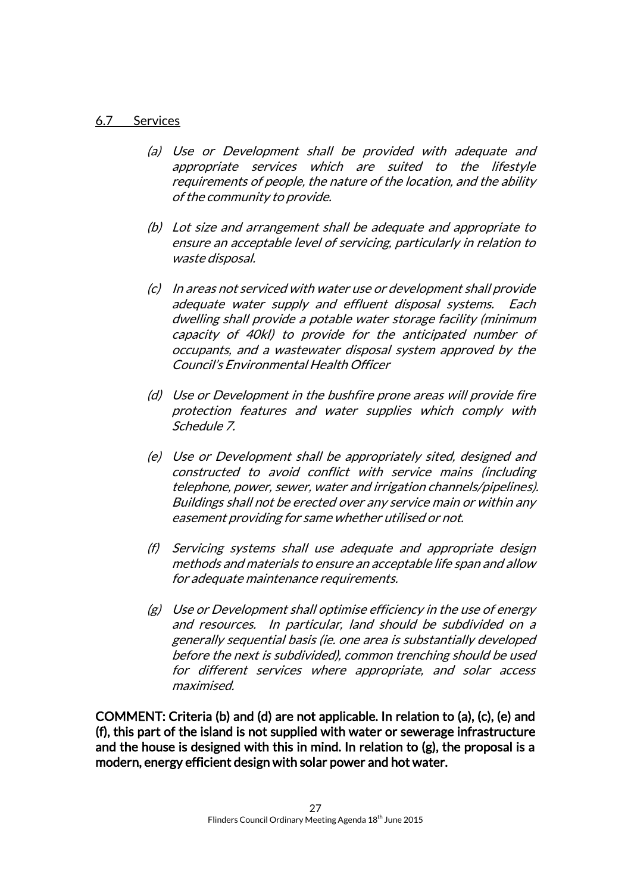## 6.7 Services

*(a) Use or Development shall be provided with adequate and appropriate services which are suited to the lifestyle requirements of people, the nature of the location, and the ability of the community to provide.*

*(b) Lot size and arrangement shall be adequate and appropriate to ensure an acceptable level of servicing, particularly in relation to waste disposal.*

*(c) In areas not serviced with water use or development shall provide adequate water supply and effluent disposal systems. Each dwelling shall provide a potable water storage facility (minimum capacity of 40kl) to provide for the anticipated number of occupants, and a wastewater disposal system approved by the Council's Environmental Health Officer*

*(d) Use or Development in the bushfire prone areas will provide fire protection features and water supplies which comply with Schedule 7.*

*(e) Use or Development shall be appropriately sited, designed and constructed to avoid conflict with service mains (including telephone, power, sewer, water and irrigation channels/pipelines). Buildings shall not be erected over any service main or within any easement providing for same whether utilised or not.*

*(f) Servicing systems shall use adequate and appropriate design methods and materials to ensure an acceptable life span and allow for adequate maintenance requirements.*

*(g) Use or Development shall optimise efficiency in the use of energy and resources. In particular, land should be subdivided on a generally sequential basis (ie. one area is substantially developed before the next is subdivided), common trenching should be used for different services where appropriate, and solar access maximised.*

**COMMENT: Criteria (b) and (d) are not applicable. In relation to (a), (c), (e) and (f), this part of the island is not supplied with water or sewerage infrastructure and the house is designed with this in mind. In relation to (g), the proposal is a modern, energy efficient design with solar power and hot water.**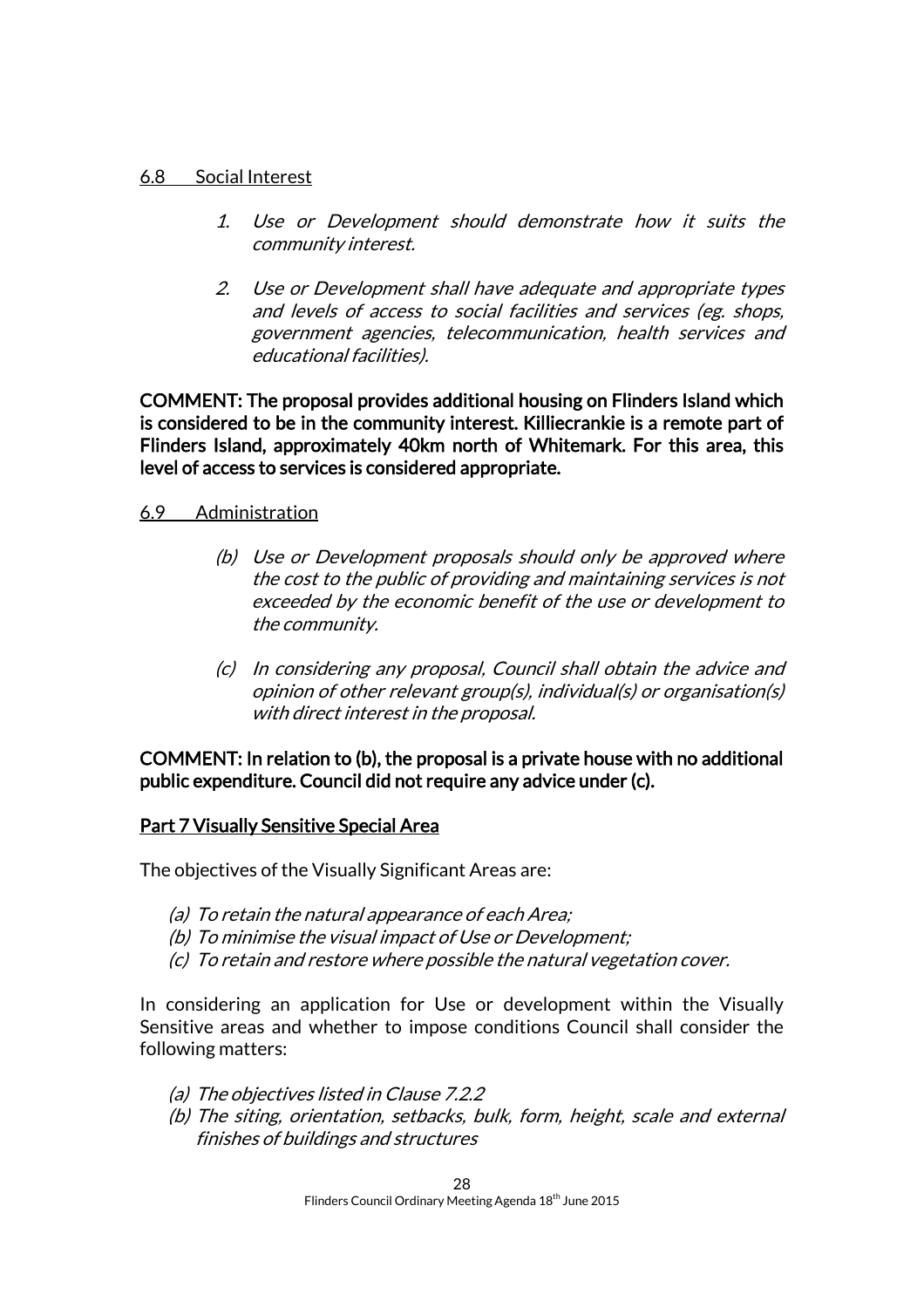6.8 Social Interest

1. *Use or Development should demonstrate how it suits the community interest.*

2. *Use or Development shall have adequate and appropriate types and levels of access to social facilities and services (eg. shops, government agencies, telecommunication, health services and educational facilities).*

**COMMENT: The proposal provides additional housing on Flinders Island which is considered to be in the community interest. Killiecrankie is a remote part of Flinders Island, approximately 40km north of Whitemark. For this area, this level of access to services is considered appropriate.**

6.9 Administration

(b) *Use or Development proposals should only be approved where the cost to the public of providing and maintaining services is not exceeded by the economic benefit of the use or development to the community.*

(c) *In considering any proposal, Council shall obtain the advice and opinion of other relevant group(s), individual(s) or organisation(s) with direct interest in the proposal.*

**COMMENT: In relation to (b), the proposal is a private house with no additional public expenditure. Council did not require any advice under (c).**

**Part 7 Visually Sensitive Special Area**

The objectives of the Visually Significant Areas are:

(a) *To retain the natural appearance of each Area;*
(b) *To minimise the visual impact of Use or Development;*
(c) *To retain and restore where possible the natural vegetation cover.*

In considering an application for Use or development within the Visually Sensitive areas and whether to impose conditions Council shall consider the following matters:

(a) *The objectives listed in Clause 7.2.2*
(b) *The siting, orientation, setbacks, bulk, form, height, scale and external finishes of buildings and structures*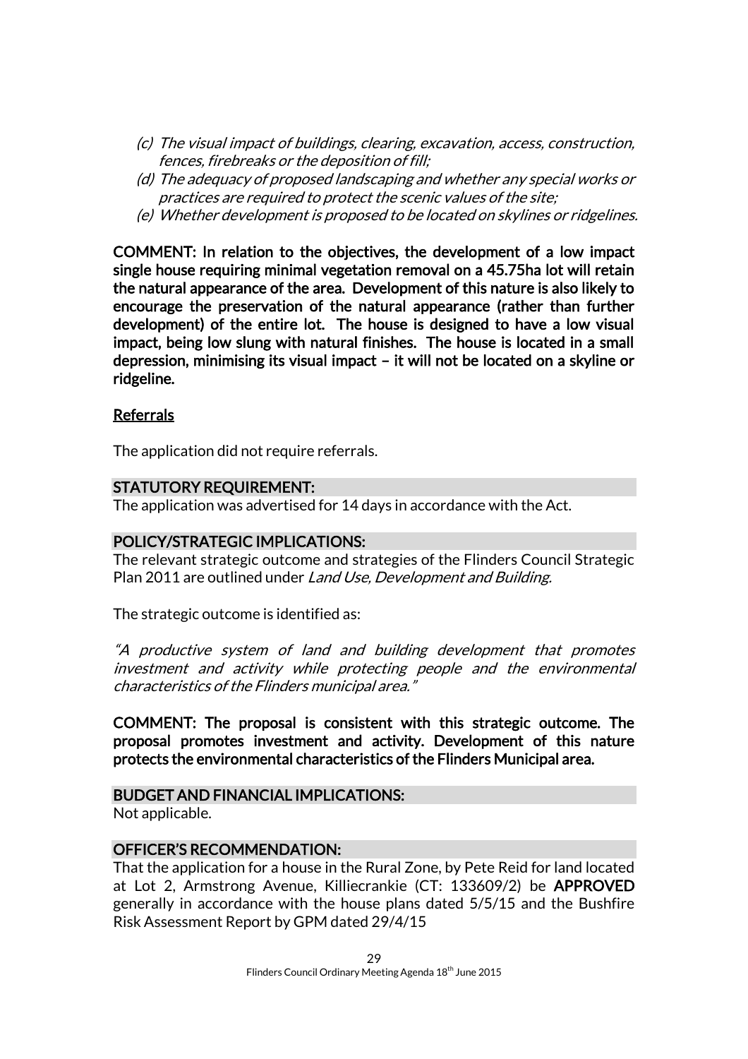*(c) The visual impact of buildings, clearing, excavation, access, construction, fences, firebreaks or the deposition of fill;*

*(d) The adequacy of proposed landscaping and whether any special works or practices are required to protect the scenic values of the site;*

*(e) Whether development is proposed to be located on skylines or ridgelines.*

**COMMENT: In relation to the objectives, the development of a low impact single house requiring minimal vegetation removal on a 45.75ha lot will retain the natural appearance of the area. Development of this nature is also likely to encourage the preservation of the natural appearance (rather than further development) of the entire lot. The house is designed to have a low visual impact, being low slung with natural finishes. The house is located in a small depression, minimising its visual impact – it will not be located on a skyline or ridgeline.**

<u>Referrals</u>

The application did not require referrals.

## STATUTORY REQUIREMENT:

The application was advertised for 14 days in accordance with the Act.

## POLICY/STRATEGIC IMPLICATIONS:

The relevant strategic outcome and strategies of the Flinders Council Strategic Plan 2011 are outlined under *Land Use, Development and Building.*

The strategic outcome is identified as:

*"A productive system of land and building development that promotes investment and activity while protecting people and the environmental characteristics of the Flinders municipal area."*

**COMMENT: The proposal is consistent with this strategic outcome. The proposal promotes investment and activity. Development of this nature protects the environmental characteristics of the Flinders Municipal area.**

## BUDGET AND FINANCIAL IMPLICATIONS:

Not applicable.

## OFFICER'S RECOMMENDATION:

That the application for a house in the Rural Zone, by Pete Reid for land located at Lot 2, Armstrong Avenue, Killiecrankie (CT: 133609/2) be **APPROVED** generally in accordance with the house plans dated 5/5/15 and the Bushfire Risk Assessment Report by GPM dated 29/4/15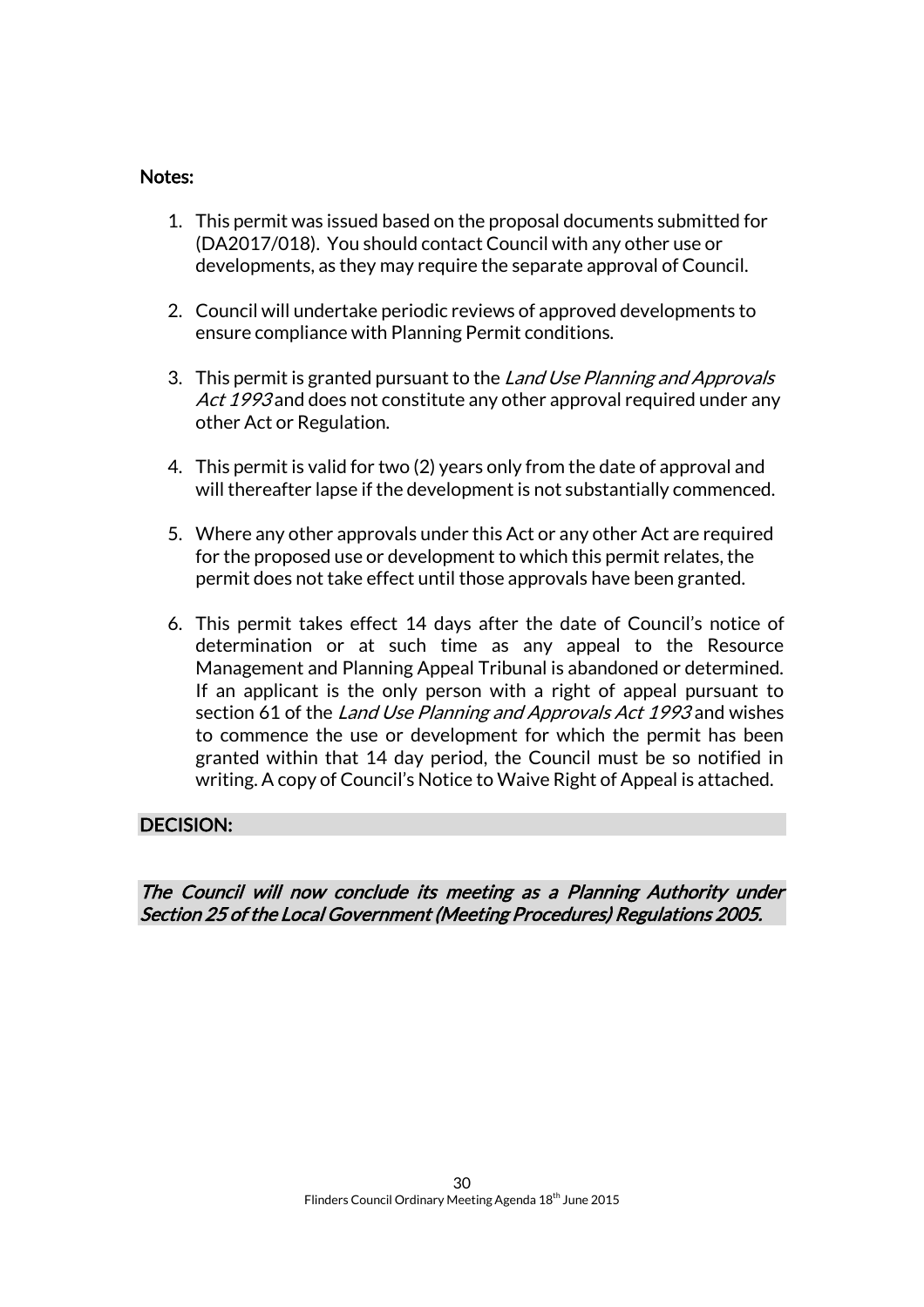**Notes:**

1. This permit was issued based on the proposal documents submitted for (DA2017/018). You should contact Council with any other use or developments, as they may require the separate approval of Council.

2. Council will undertake periodic reviews of approved developments to ensure compliance with Planning Permit conditions.

3. This permit is granted pursuant to the *Land Use Planning and Approvals Act 1993* and does not constitute any other approval required under any other Act or Regulation.

4. This permit is valid for two (2) years only from the date of approval and will thereafter lapse if the development is not substantially commenced.

5. Where any other approvals under this Act or any other Act are required for the proposed use or development to which this permit relates, the permit does not take effect until those approvals have been granted.

6. This permit takes effect 14 days after the date of Council's notice of determination or at such time as any appeal to the Resource Management and Planning Appeal Tribunal is abandoned or determined. If an applicant is the only person with a right of appeal pursuant to section 61 of the *Land Use Planning and Approvals Act 1993* and wishes to commence the use or development for which the permit has been granted within that 14 day period, the Council must be so notified in writing. A copy of Council's Notice to Waive Right of Appeal is attached.

**DECISION:**

***The Council will now conclude its meeting as a Planning Authority under Section 25 of the Local Government (Meeting Procedures) Regulations 2005.***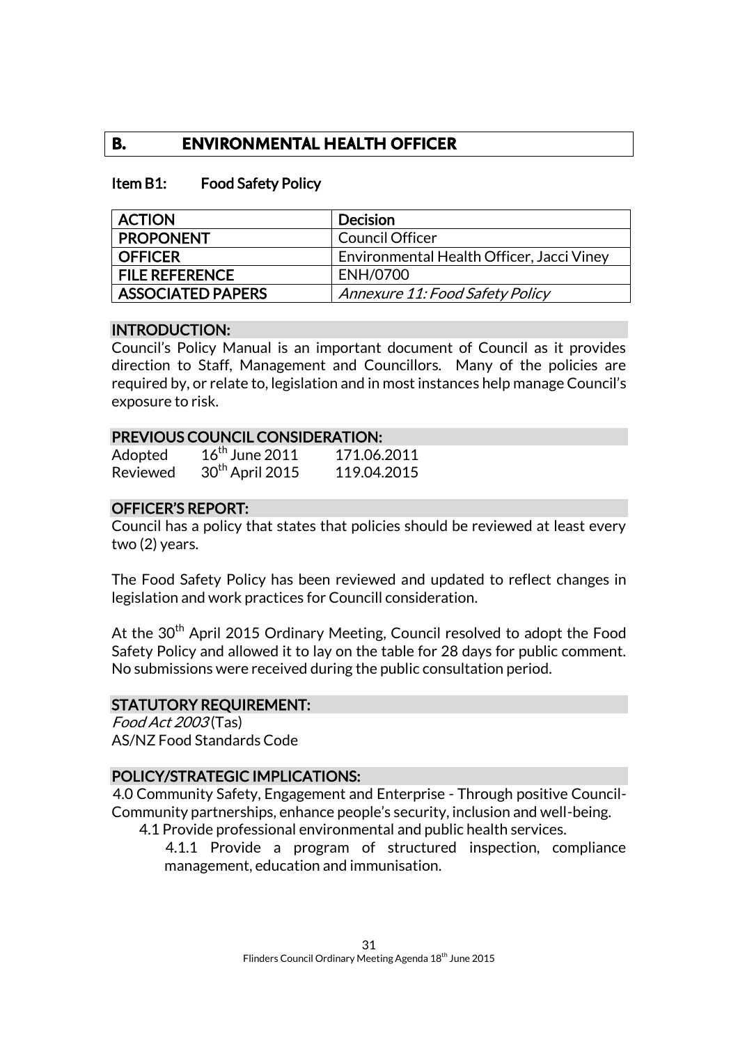## B. ENVIRONMENTAL HEALTH OFFICER

### Item B1: Food Safety Policy

| ACTION | Decision |
|---|---|
| PROPONENT | Council Officer |
| OFFICER | Environmental Health Officer, Jacci Viney |
| FILE REFERENCE | ENH/0700 |
| ASSOCIATED PAPERS | *Annexure 11: Food Safety Policy* |

#### INTRODUCTION:

Council's Policy Manual is an important document of Council as it provides direction to Staff, Management and Councillors. Many of the policies are required by, or relate to, legislation and in most instances help manage Council's exposure to risk.

#### PREVIOUS COUNCIL CONSIDERATION:

| | | |
|---|---|---|
| Adopted | 16th June 2011 | 171.06.2011 |
| Reviewed | 30th April 2015 | 119.04.2015 |

#### OFFICER'S REPORT:

Council has a policy that states that policies should be reviewed at least every two (2) years.

The Food Safety Policy has been reviewed and updated to reflect changes in legislation and work practices for Councill consideration.

At the 30th April 2015 Ordinary Meeting, Council resolved to adopt the Food Safety Policy and allowed it to lay on the table for 28 days for public comment. No submissions were received during the public consultation period.

#### STATUTORY REQUIREMENT:

*Food Act 2003* (Tas)
AS/NZ Food Standards Code

#### POLICY/STRATEGIC IMPLICATIONS:

4.0 Community Safety, Engagement and Enterprise - Through positive Council-Community partnerships, enhance people's security, inclusion and well-being.

- 4.1 Provide professional environmental and public health services.
  - 4.1.1 Provide a program of structured inspection, compliance management, education and immunisation.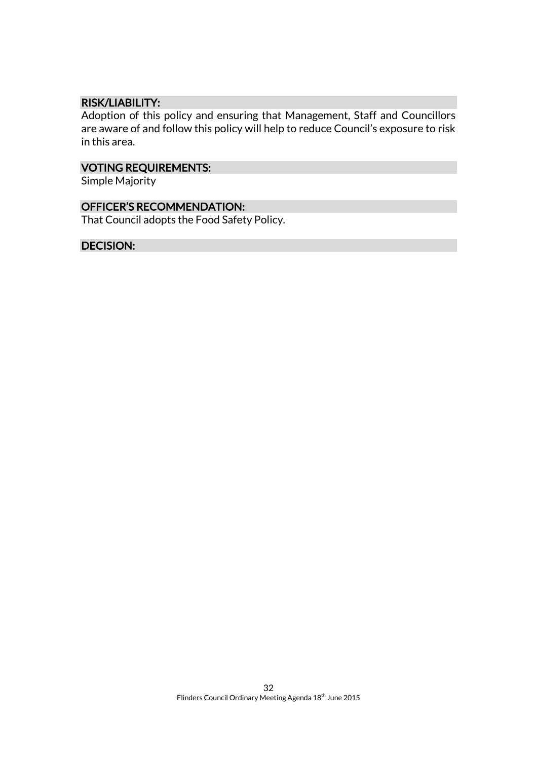## RISK/LIABILITY:

Adoption of this policy and ensuring that Management, Staff and Councillors are aware of and follow this policy will help to reduce Council's exposure to risk in this area.

## VOTING REQUIREMENTS:

Simple Majority

## OFFICER'S RECOMMENDATION:

That Council adopts the Food Safety Policy.

## DECISION: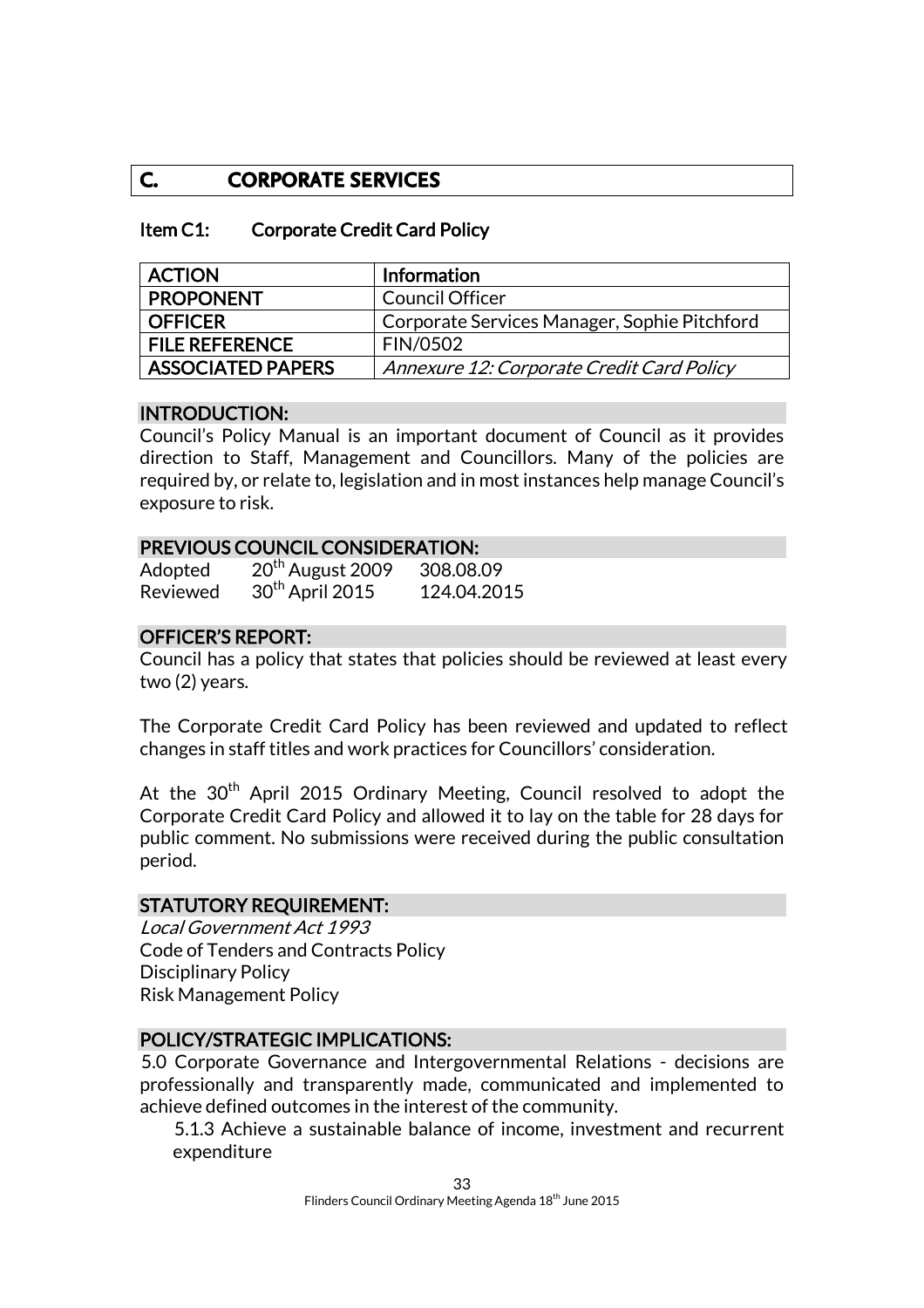## C. CORPORATE SERVICES

### Item C1: Corporate Credit Card Policy

| ACTION | Information |
|---|---|
| PROPONENT | Council Officer |
| OFFICER | Corporate Services Manager, Sophie Pitchford |
| FILE REFERENCE | FIN/0502 |
| ASSOCIATED PAPERS | *Annexure 12: Corporate Credit Card Policy* |

#### INTRODUCTION:

Council's Policy Manual is an important document of Council as it provides direction to Staff, Management and Councillors. Many of the policies are required by, or relate to, legislation and in most instances help manage Council's exposure to risk.

#### PREVIOUS COUNCIL CONSIDERATION:

Adopted 20th August 2009 308.08.09
Reviewed 30th April 2015 124.04.2015

#### OFFICER'S REPORT:

Council has a policy that states that policies should be reviewed at least every two (2) years.

The Corporate Credit Card Policy has been reviewed and updated to reflect changes in staff titles and work practices for Councillors' consideration.

At the 30th April 2015 Ordinary Meeting, Council resolved to adopt the Corporate Credit Card Policy and allowed it to lay on the table for 28 days for public comment. No submissions were received during the public consultation period.

#### STATUTORY REQUIREMENT:

*Local Government Act 1993*
Code of Tenders and Contracts Policy
Disciplinary Policy
Risk Management Policy

#### POLICY/STRATEGIC IMPLICATIONS:

5.0 Corporate Governance and Intergovernmental Relations - decisions are professionally and transparently made, communicated and implemented to achieve defined outcomes in the interest of the community.

5.1.3 Achieve a sustainable balance of income, investment and recurrent expenditure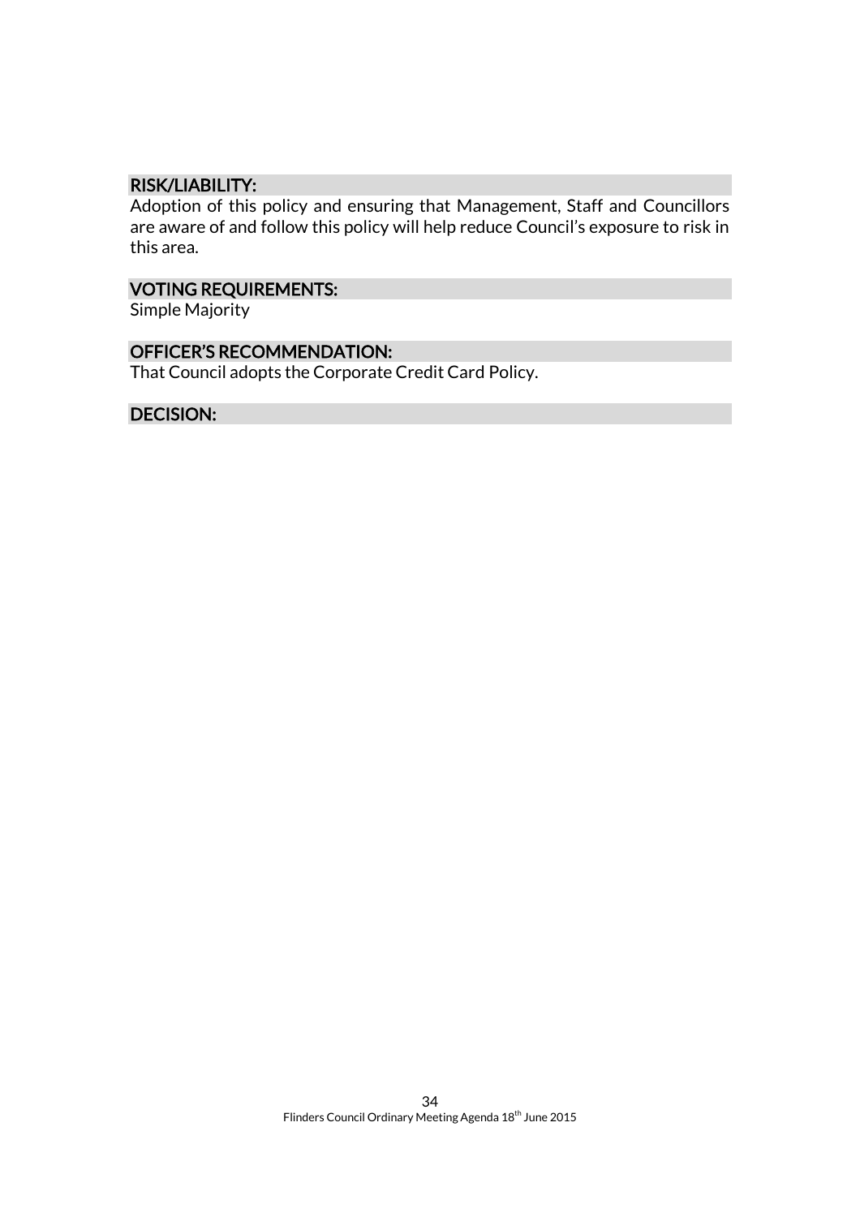## RISK/LIABILITY:

Adoption of this policy and ensuring that Management, Staff and Councillors are aware of and follow this policy will help reduce Council's exposure to risk in this area.

## VOTING REQUIREMENTS:

Simple Majority

## OFFICER'S RECOMMENDATION:

That Council adopts the Corporate Credit Card Policy.

## DECISION: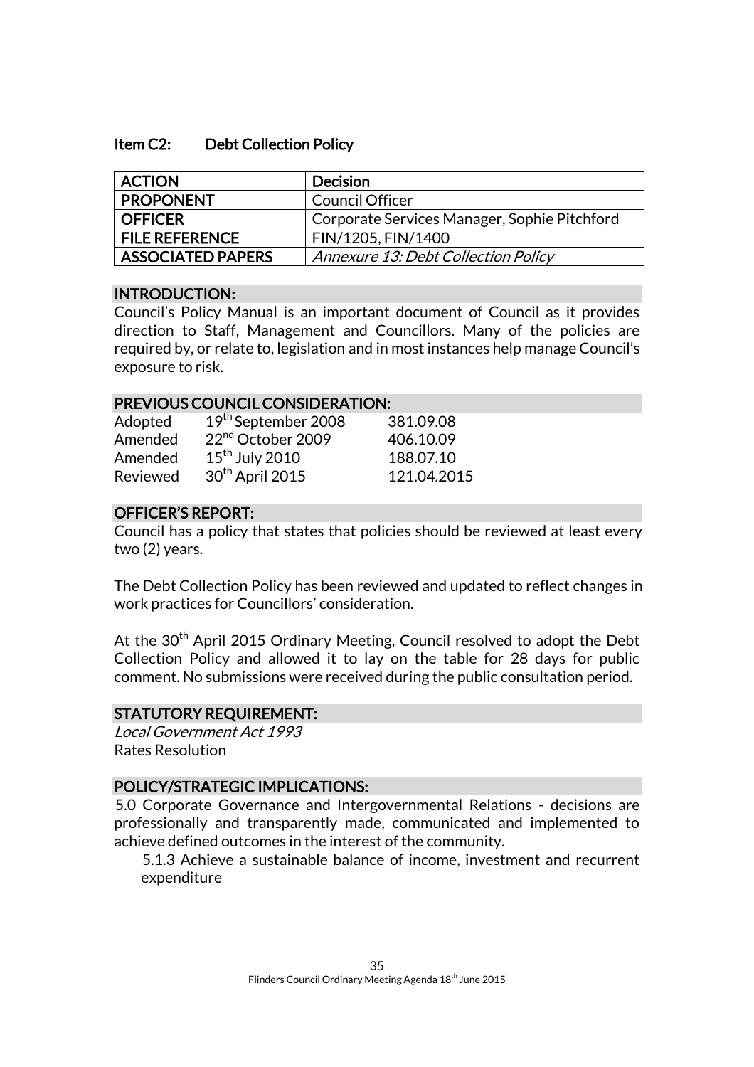## Item C2: Debt Collection Policy

| ACTION | Decision |
|---|---|
| PROPONENT | Council Officer |
| OFFICER | Corporate Services Manager, Sophie Pitchford |
| FILE REFERENCE | FIN/1205, FIN/1400 |
| ASSOCIATED PAPERS | *Annexure 13: Debt Collection Policy* |

### INTRODUCTION:

Council's Policy Manual is an important document of Council as it provides direction to Staff, Management and Councillors. Many of the policies are required by, or relate to, legislation and in most instances help manage Council's exposure to risk.

### PREVIOUS COUNCIL CONSIDERATION:

| | | |
|---|---|---|
| Adopted | 19th September 2008 | 381.09.08 |
| Amended | 22nd October 2009 | 406.10.09 |
| Amended | 15th July 2010 | 188.07.10 |
| Reviewed | 30th April 2015 | 121.04.2015 |

### OFFICER'S REPORT:

Council has a policy that states that policies should be reviewed at least every two (2) years.

The Debt Collection Policy has been reviewed and updated to reflect changes in work practices for Councillors' consideration.

At the 30th April 2015 Ordinary Meeting, Council resolved to adopt the Debt Collection Policy and allowed it to lay on the table for 28 days for public comment. No submissions were received during the public consultation period.

### STATUTORY REQUIREMENT:

*Local Government Act 1993*
Rates Resolution

### POLICY/STRATEGIC IMPLICATIONS:

5.0 Corporate Governance and Intergovernmental Relations - decisions are professionally and transparently made, communicated and implemented to achieve defined outcomes in the interest of the community.

5.1.3 Achieve a sustainable balance of income, investment and recurrent expenditure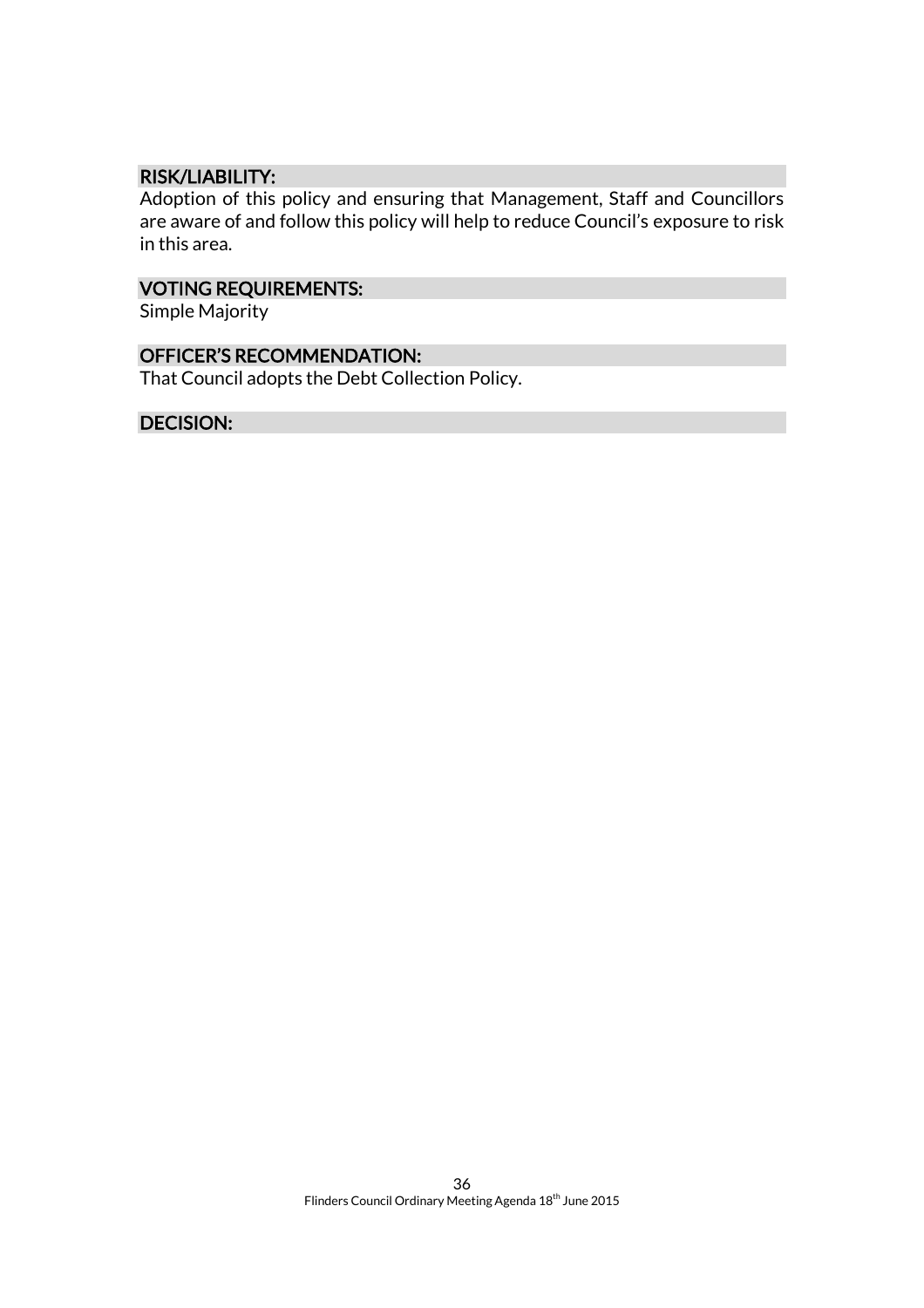## RISK/LIABILITY:

Adoption of this policy and ensuring that Management, Staff and Councillors are aware of and follow this policy will help to reduce Council's exposure to risk in this area.

## VOTING REQUIREMENTS:

Simple Majority

## OFFICER'S RECOMMENDATION:

That Council adopts the Debt Collection Policy.

## DECISION: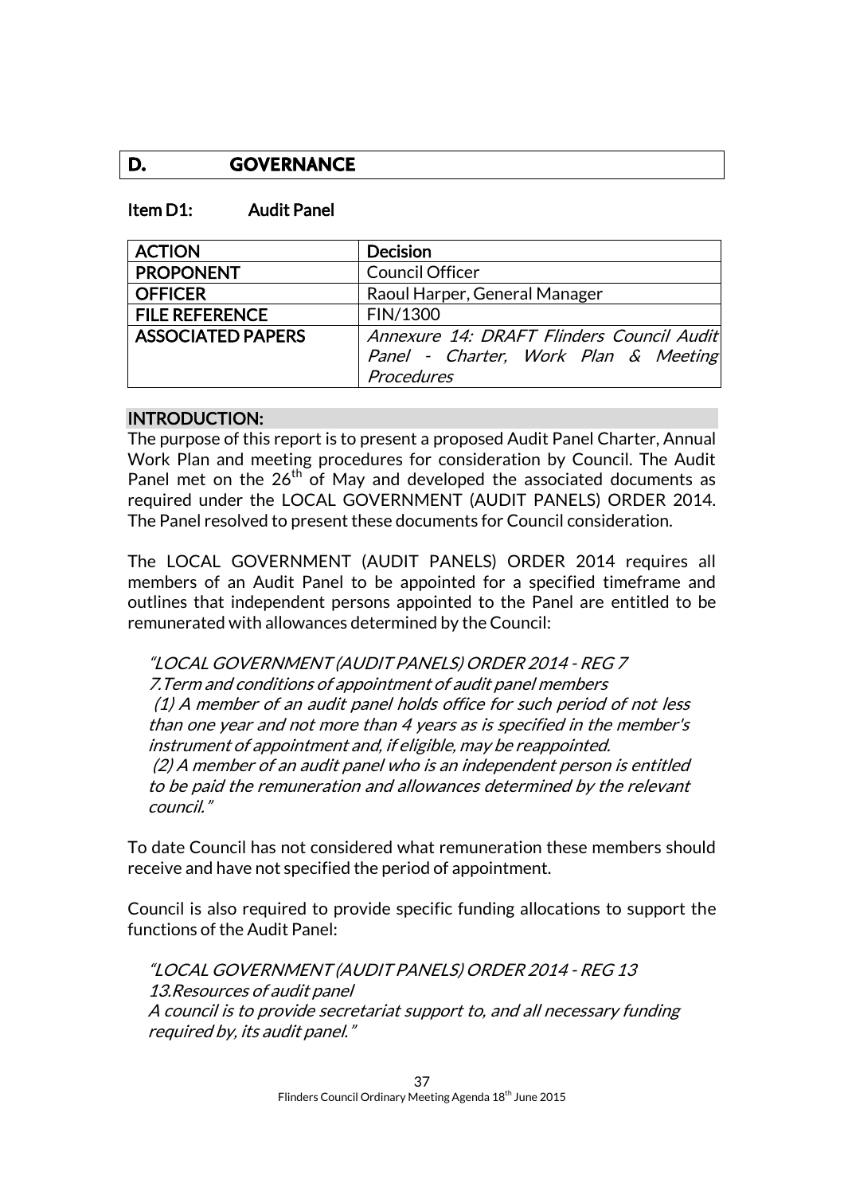## D. GOVERNANCE

### Item D1: Audit Panel

| ACTION | Decision |
|---|---|
| PROPONENT | Council Officer |
| OFFICER | Raoul Harper, General Manager |
| FILE REFERENCE | FIN/1300 |
| ASSOCIATED PAPERS | *Annexure 14: DRAFT Flinders Council Audit Panel - Charter, Work Plan & Meeting Procedures* |

#### INTRODUCTION:

The purpose of this report is to present a proposed Audit Panel Charter, Annual Work Plan and meeting procedures for consideration by Council. The Audit Panel met on the 26th of May and developed the associated documents as required under the LOCAL GOVERNMENT (AUDIT PANELS) ORDER 2014. The Panel resolved to present these documents for Council consideration.

The LOCAL GOVERNMENT (AUDIT PANELS) ORDER 2014 requires all members of an Audit Panel to be appointed for a specified timeframe and outlines that independent persons appointed to the Panel are entitled to be remunerated with allowances determined by the Council:

> *"LOCAL GOVERNMENT (AUDIT PANELS) ORDER 2014 - REG 7*
> *7.Term and conditions of appointment of audit panel members*
> *(1) A member of an audit panel holds office for such period of not less than one year and not more than 4 years as is specified in the member's instrument of appointment and, if eligible, may be reappointed.*
> *(2) A member of an audit panel who is an independent person is entitled to be paid the remuneration and allowances determined by the relevant council."*

To date Council has not considered what remuneration these members should receive and have not specified the period of appointment.

Council is also required to provide specific funding allocations to support the functions of the Audit Panel:

> *"LOCAL GOVERNMENT (AUDIT PANELS) ORDER 2014 - REG 13*
> *13.Resources of audit panel*
> *A council is to provide secretariat support to, and all necessary funding required by, its audit panel."*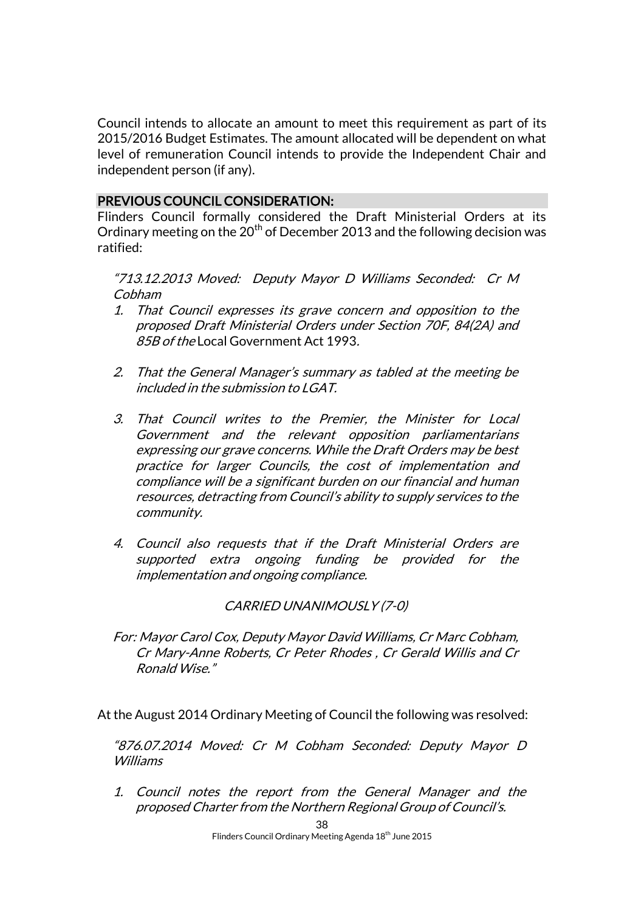Council intends to allocate an amount to meet this requirement as part of its 2015/2016 Budget Estimates. The amount allocated will be dependent on what level of remuneration Council intends to provide the Independent Chair and independent person (if any).

## PREVIOUS COUNCIL CONSIDERATION:

Flinders Council formally considered the Draft Ministerial Orders at its Ordinary meeting on the 20th of December 2013 and the following decision was ratified:

> *"713.12.2013 Moved: Deputy Mayor D Williams Seconded: Cr M Cobham*
>
> 1. *That Council expresses its grave concern and opposition to the proposed Draft Ministerial Orders under Section 70F, 84(2A) and 85B of the* Local Government Act 1993*.*
>
> 2. *That the General Manager's summary as tabled at the meeting be included in the submission to LGAT.*
>
> 3. *That Council writes to the Premier, the Minister for Local Government and the relevant opposition parliamentarians expressing our grave concerns. While the Draft Orders may be best practice for larger Councils, the cost of implementation and compliance will be a significant burden on our financial and human resources, detracting from Council's ability to supply services to the community.*
>
> 4. *Council also requests that if the Draft Ministerial Orders are supported extra ongoing funding be provided for the implementation and ongoing compliance.*
>
> *CARRIED UNANIMOUSLY (7-0)*
>
> *For: Mayor Carol Cox, Deputy Mayor David Williams, Cr Marc Cobham, Cr Mary-Anne Roberts, Cr Peter Rhodes , Cr Gerald Willis and Cr Ronald Wise."*

At the August 2014 Ordinary Meeting of Council the following was resolved:

> *"876.07.2014 Moved: Cr M Cobham Seconded: Deputy Mayor D Williams*
>
> 1. *Council notes the report from the General Manager and the proposed Charter from the Northern Regional Group of Council's.*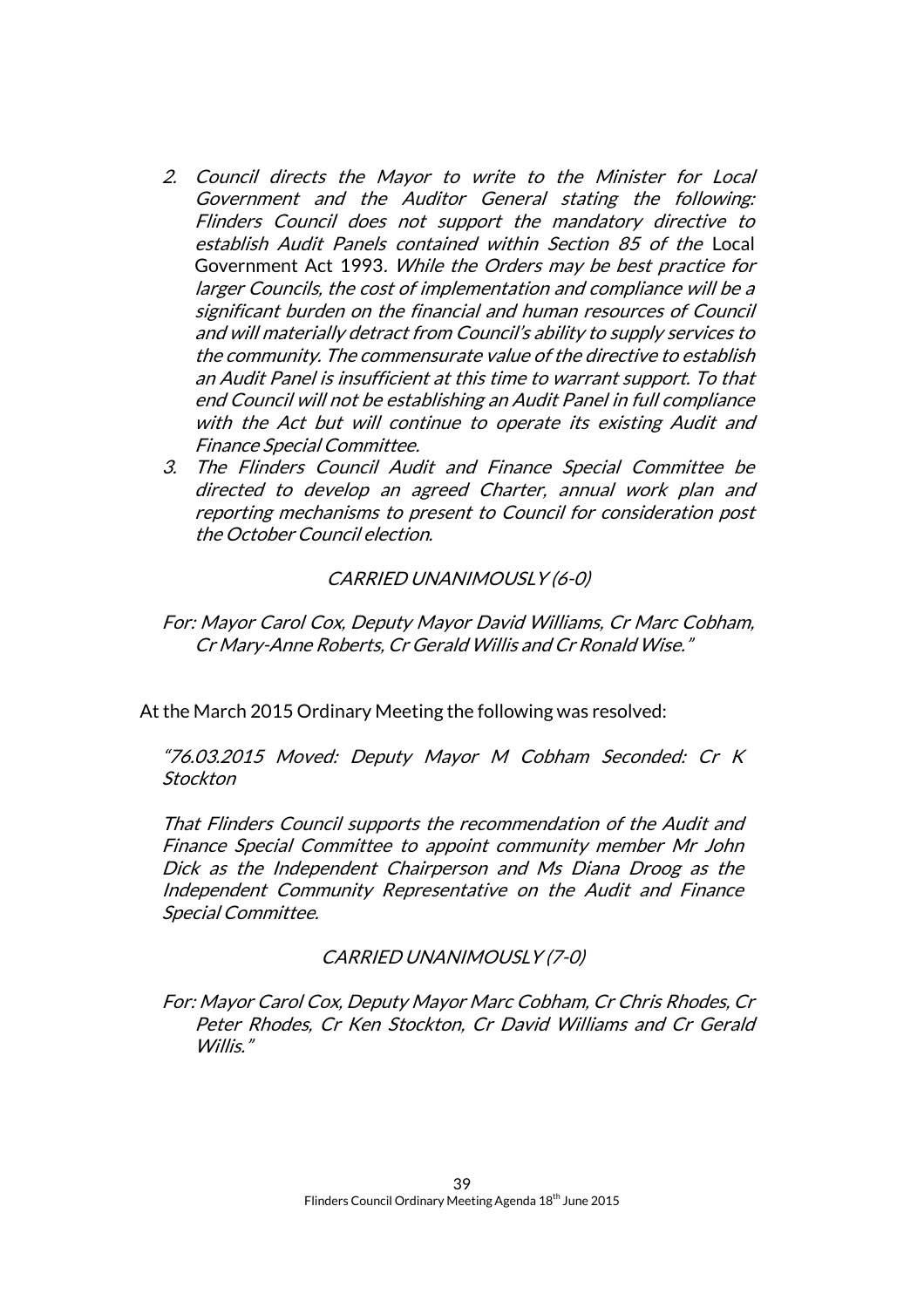2. *Council directs the Mayor to write to the Minister for Local Government and the Auditor General stating the following: Flinders Council does not support the mandatory directive to establish Audit Panels contained within Section 85 of the* Local Government Act 1993. *While the Orders may be best practice for larger Councils, the cost of implementation and compliance will be a significant burden on the financial and human resources of Council and will materially detract from Council's ability to supply services to the community. The commensurate value of the directive to establish an Audit Panel is insufficient at this time to warrant support. To that end Council will not be establishing an Audit Panel in full compliance with the Act but will continue to operate its existing Audit and Finance Special Committee.*
3. *The Flinders Council Audit and Finance Special Committee be directed to develop an agreed Charter, annual work plan and reporting mechanisms to present to Council for consideration post the October Council election.*

*CARRIED UNANIMOUSLY (6-0)*

*For: Mayor Carol Cox, Deputy Mayor David Williams, Cr Marc Cobham, Cr Mary-Anne Roberts, Cr Gerald Willis and Cr Ronald Wise."*

At the March 2015 Ordinary Meeting the following was resolved:

*"76.03.2015 Moved: Deputy Mayor M Cobham Seconded: Cr K Stockton*

*That Flinders Council supports the recommendation of the Audit and Finance Special Committee to appoint community member Mr John Dick as the Independent Chairperson and Ms Diana Droog as the Independent Community Representative on the Audit and Finance Special Committee.*

*CARRIED UNANIMOUSLY (7-0)*

*For: Mayor Carol Cox, Deputy Mayor Marc Cobham, Cr Chris Rhodes, Cr Peter Rhodes, Cr Ken Stockton, Cr David Williams and Cr Gerald Willis."*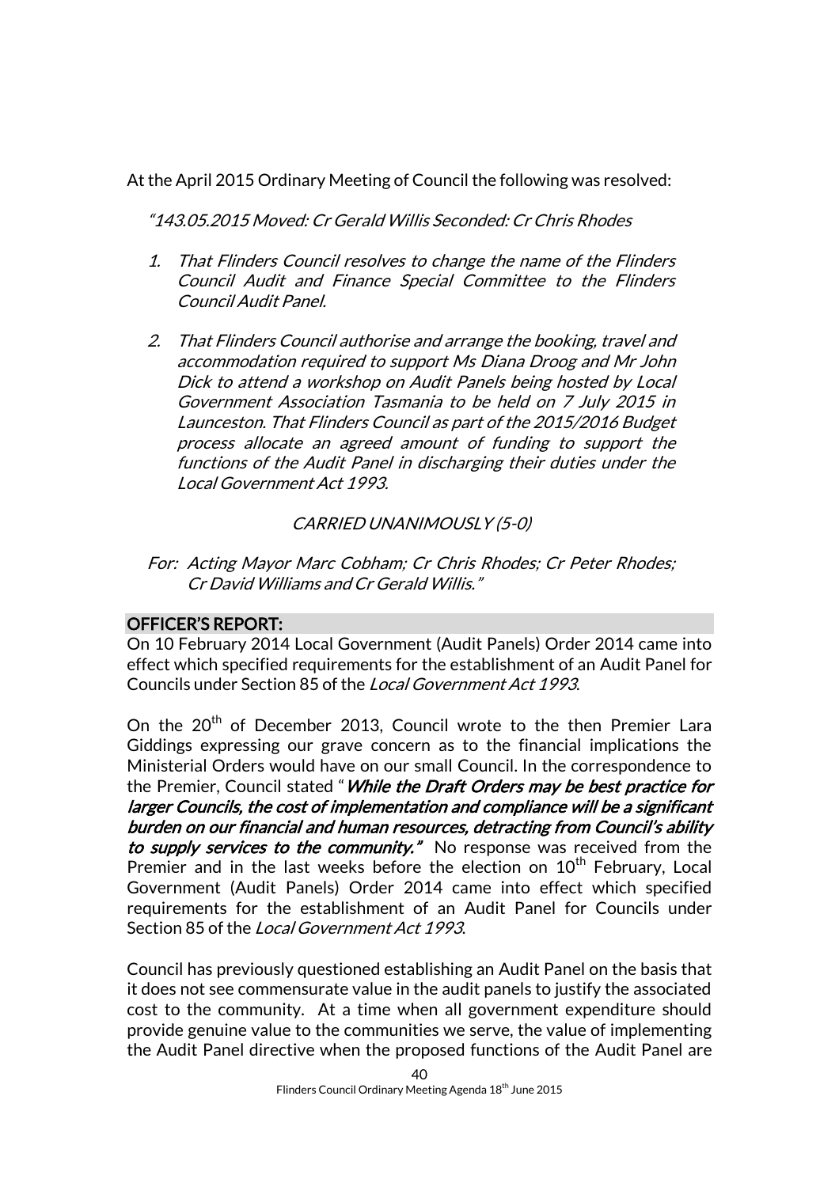At the April 2015 Ordinary Meeting of Council the following was resolved:

*"143.05.2015 Moved: Cr Gerald Willis Seconded: Cr Chris Rhodes*

1. *That Flinders Council resolves to change the name of the Flinders Council Audit and Finance Special Committee to the Flinders Council Audit Panel.*
2. *That Flinders Council authorise and arrange the booking, travel and accommodation required to support Ms Diana Droog and Mr John Dick to attend a workshop on Audit Panels being hosted by Local Government Association Tasmania to be held on 7 July 2015 in Launceston. That Flinders Council as part of the 2015/2016 Budget process allocate an agreed amount of funding to support the functions of the Audit Panel in discharging their duties under the Local Government Act 1993.*

*CARRIED UNANIMOUSLY (5-0)*

*For: Acting Mayor Marc Cobham; Cr Chris Rhodes; Cr Peter Rhodes; Cr David Williams and Cr Gerald Willis."*

## OFFICER'S REPORT:

On 10 February 2014 Local Government (Audit Panels) Order 2014 came into effect which specified requirements for the establishment of an Audit Panel for Councils under Section 85 of the *Local Government Act 1993*.

On the 20th of December 2013, Council wrote to the then Premier Lara Giddings expressing our grave concern as to the financial implications the Ministerial Orders would have on our small Council. In the correspondence to the Premier, Council stated "***While the Draft Orders may be best practice for larger Councils, the cost of implementation and compliance will be a significant burden on our financial and human resources, detracting from Council's ability to supply services to the community."*** No response was received from the Premier and in the last weeks before the election on 10th February, Local Government (Audit Panels) Order 2014 came into effect which specified requirements for the establishment of an Audit Panel for Councils under Section 85 of the *Local Government Act 1993*.

Council has previously questioned establishing an Audit Panel on the basis that it does not see commensurate value in the audit panels to justify the associated cost to the community. At a time when all government expenditure should provide genuine value to the communities we serve, the value of implementing the Audit Panel directive when the proposed functions of the Audit Panel are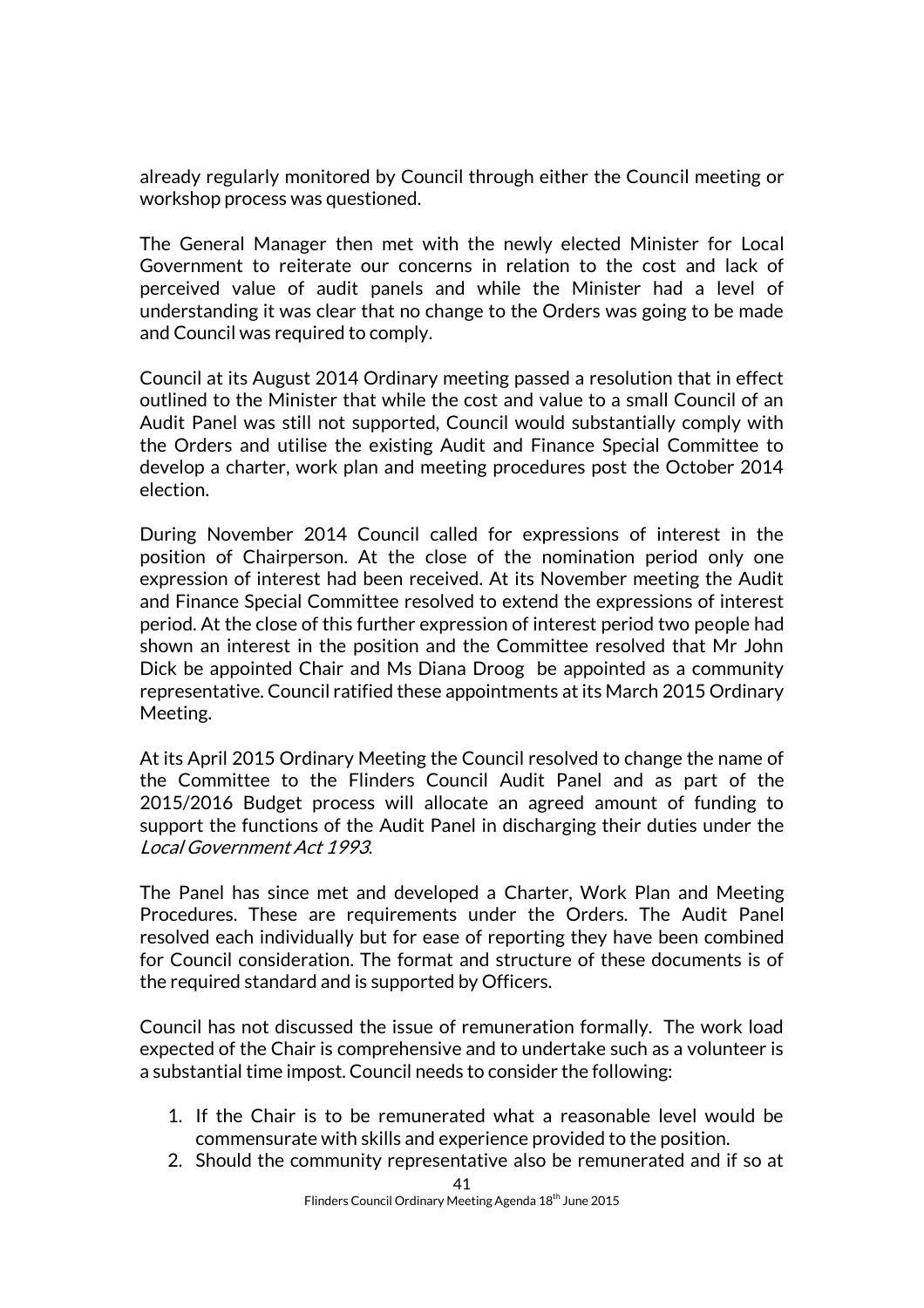already regularly monitored by Council through either the Council meeting or workshop process was questioned.

The General Manager then met with the newly elected Minister for Local Government to reiterate our concerns in relation to the cost and lack of perceived value of audit panels and while the Minister had a level of understanding it was clear that no change to the Orders was going to be made and Council was required to comply.

Council at its August 2014 Ordinary meeting passed a resolution that in effect outlined to the Minister that while the cost and value to a small Council of an Audit Panel was still not supported, Council would substantially comply with the Orders and utilise the existing Audit and Finance Special Committee to develop a charter, work plan and meeting procedures post the October 2014 election.

During November 2014 Council called for expressions of interest in the position of Chairperson. At the close of the nomination period only one expression of interest had been received. At its November meeting the Audit and Finance Special Committee resolved to extend the expressions of interest period. At the close of this further expression of interest period two people had shown an interest in the position and the Committee resolved that Mr John Dick be appointed Chair and Ms Diana Droog be appointed as a community representative. Council ratified these appointments at its March 2015 Ordinary Meeting.

At its April 2015 Ordinary Meeting the Council resolved to change the name of the Committee to the Flinders Council Audit Panel and as part of the 2015/2016 Budget process will allocate an agreed amount of funding to support the functions of the Audit Panel in discharging their duties under the *Local Government Act 1993*.

The Panel has since met and developed a Charter, Work Plan and Meeting Procedures. These are requirements under the Orders. The Audit Panel resolved each individually but for ease of reporting they have been combined for Council consideration. The format and structure of these documents is of the required standard and is supported by Officers.

Council has not discussed the issue of remuneration formally. The work load expected of the Chair is comprehensive and to undertake such as a volunteer is a substantial time impost. Council needs to consider the following:

1. If the Chair is to be remunerated what a reasonable level would be commensurate with skills and experience provided to the position.
2. Should the community representative also be remunerated and if so at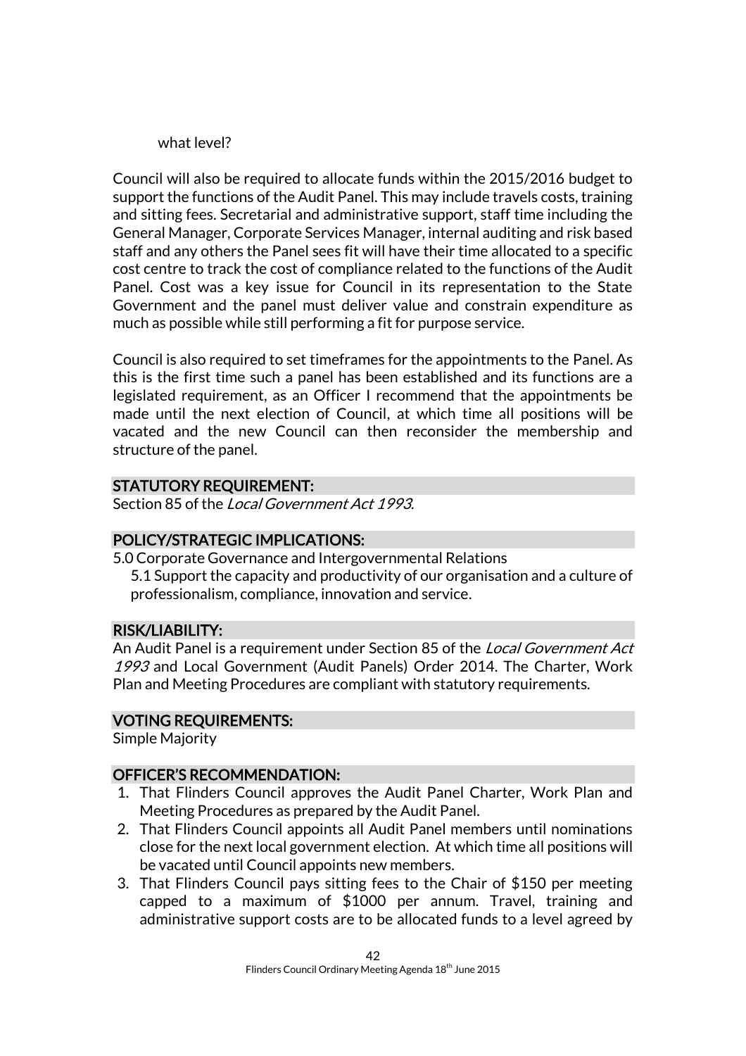what level?

Council will also be required to allocate funds within the 2015/2016 budget to support the functions of the Audit Panel. This may include travels costs, training and sitting fees. Secretarial and administrative support, staff time including the General Manager, Corporate Services Manager, internal auditing and risk based staff and any others the Panel sees fit will have their time allocated to a specific cost centre to track the cost of compliance related to the functions of the Audit Panel. Cost was a key issue for Council in its representation to the State Government and the panel must deliver value and constrain expenditure as much as possible while still performing a fit for purpose service.

Council is also required to set timeframes for the appointments to the Panel. As this is the first time such a panel has been established and its functions are a legislated requirement, as an Officer I recommend that the appointments be made until the next election of Council, at which time all positions will be vacated and the new Council can then reconsider the membership and structure of the panel.

## STATUTORY REQUIREMENT:

Section 85 of the *Local Government Act 1993*.

## POLICY/STRATEGIC IMPLICATIONS:

5.0 Corporate Governance and Intergovernmental Relations

5.1 Support the capacity and productivity of our organisation and a culture of professionalism, compliance, innovation and service.

## RISK/LIABILITY:

An Audit Panel is a requirement under Section 85 of the *Local Government Act 1993* and Local Government (Audit Panels) Order 2014. The Charter, Work Plan and Meeting Procedures are compliant with statutory requirements.

## VOTING REQUIREMENTS:

Simple Majority

## OFFICER'S RECOMMENDATION:

1. That Flinders Council approves the Audit Panel Charter, Work Plan and Meeting Procedures as prepared by the Audit Panel.
2. That Flinders Council appoints all Audit Panel members until nominations close for the next local government election. At which time all positions will be vacated until Council appoints new members.
3. That Flinders Council pays sitting fees to the Chair of $150 per meeting capped to a maximum of $1000 per annum. Travel, training and administrative support costs are to be allocated funds to a level agreed by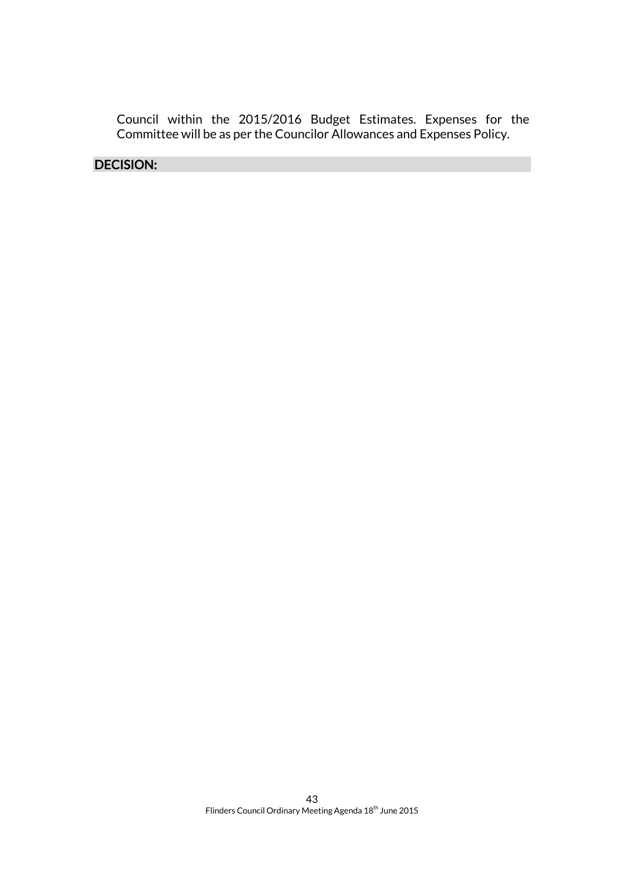Council within the 2015/2016 Budget Estimates. Expenses for the Committee will be as per the Councilor Allowances and Expenses Policy.

## DECISION: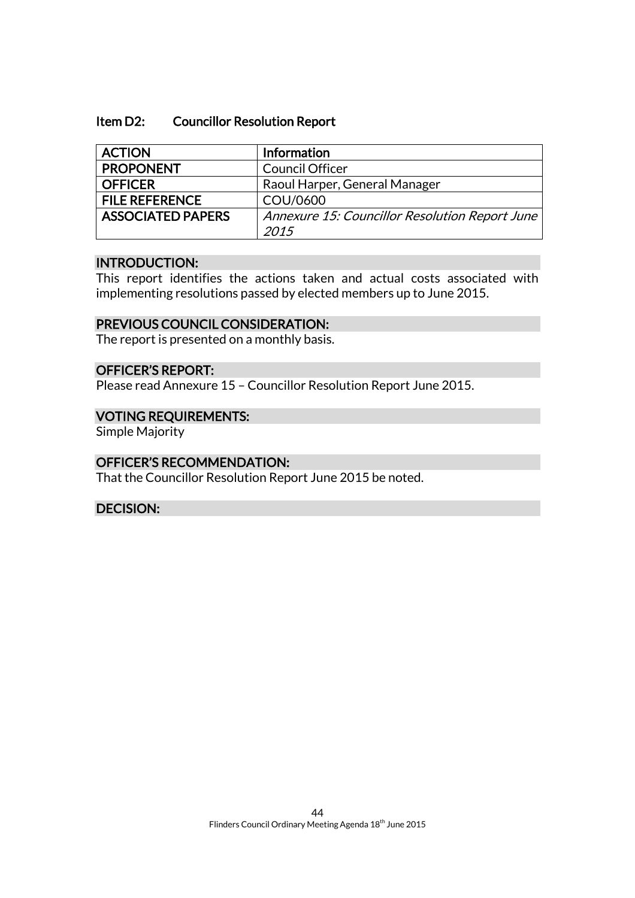## Item D2: Councillor Resolution Report

| ACTION | Information |
|---|---|
| PROPONENT | Council Officer |
| OFFICER | Raoul Harper, General Manager |
| FILE REFERENCE | COU/0600 |
| ASSOCIATED PAPERS | *Annexure 15: Councillor Resolution Report June 2015* |

### INTRODUCTION:

This report identifies the actions taken and actual costs associated with implementing resolutions passed by elected members up to June 2015.

### PREVIOUS COUNCIL CONSIDERATION:

The report is presented on a monthly basis.

### OFFICER'S REPORT:

Please read Annexure 15 – Councillor Resolution Report June 2015.

### VOTING REQUIREMENTS:

Simple Majority

### OFFICER'S RECOMMENDATION:

That the Councillor Resolution Report June 2015 be noted.

### DECISION: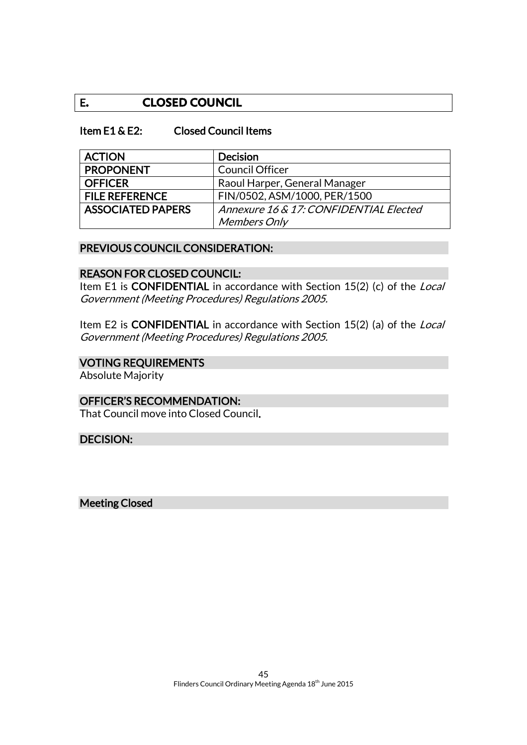# E. CLOSED COUNCIL

## Item E1 & E2: Closed Council Items

| | |
|---|---|
| ACTION | Decision |
| PROPONENT | Council Officer |
| OFFICER | Raoul Harper, General Manager |
| FILE REFERENCE | FIN/0502, ASM/1000, PER/1500 |
| ASSOCIATED PAPERS | *Annexure 16 & 17: CONFIDENTIAL Elected Members Only* |

### PREVIOUS COUNCIL CONSIDERATION:

### REASON FOR CLOSED COUNCIL:

Item E1 is **CONFIDENTIAL** in accordance with Section 15(2) (c) of the *Local Government (Meeting Procedures) Regulations 2005.*

Item E2 is **CONFIDENTIAL** in accordance with Section 15(2) (a) of the *Local Government (Meeting Procedures) Regulations 2005.*

### VOTING REQUIREMENTS

Absolute Majority

### OFFICER'S RECOMMENDATION:

That Council move into Closed Council.

### DECISION:

### Meeting Closed